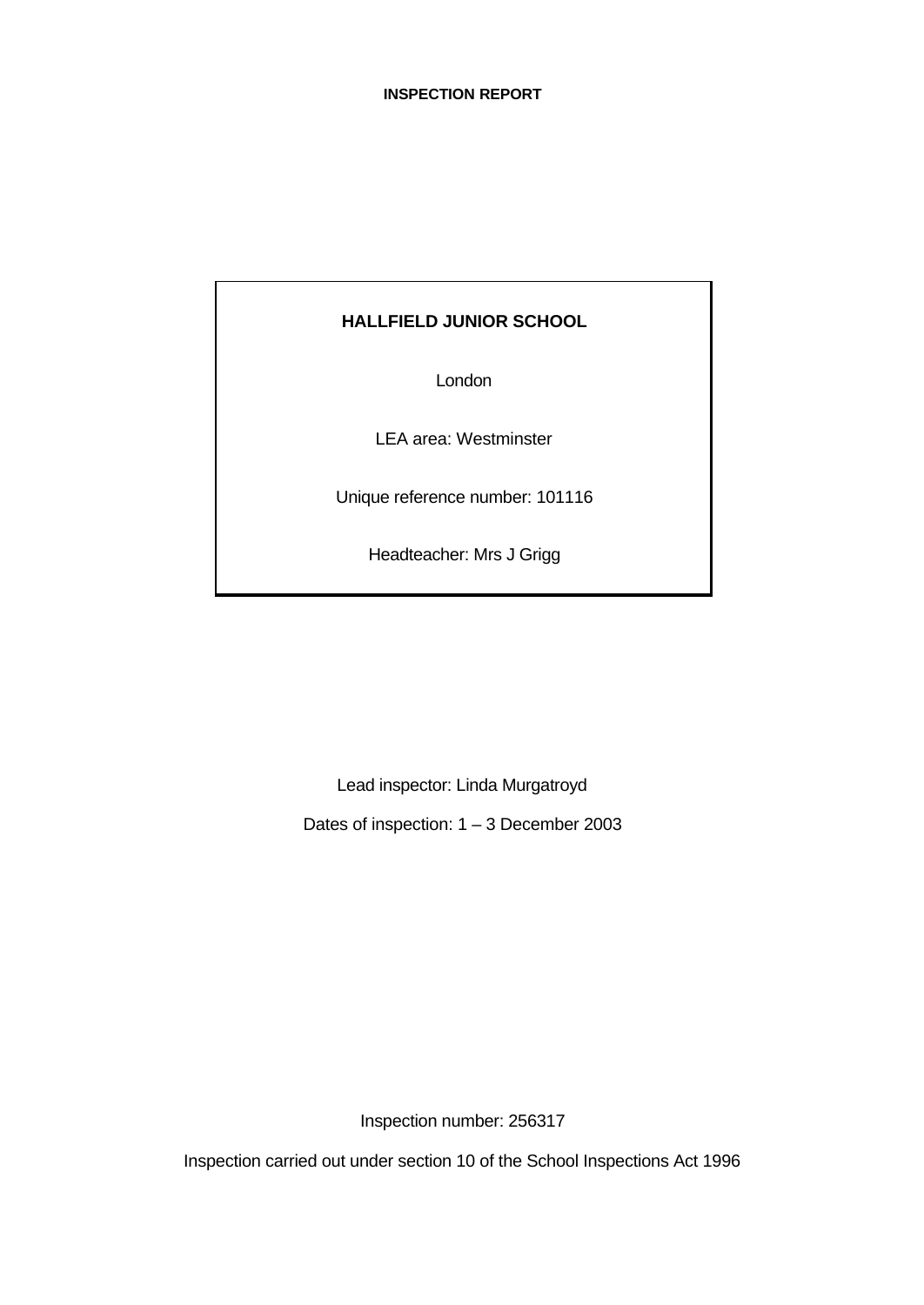**INSPECTION REPORT**

**HALLFIELD JUNIOR SCHOOL**

London

LEA area: Westminster

Unique reference number: 101116

Headteacher: Mrs J Grigg

Lead inspector: Linda Murgatroyd

Dates of inspection: 1 – 3 December 2003

Inspection number: 256317

Inspection carried out under section 10 of the School Inspections Act 1996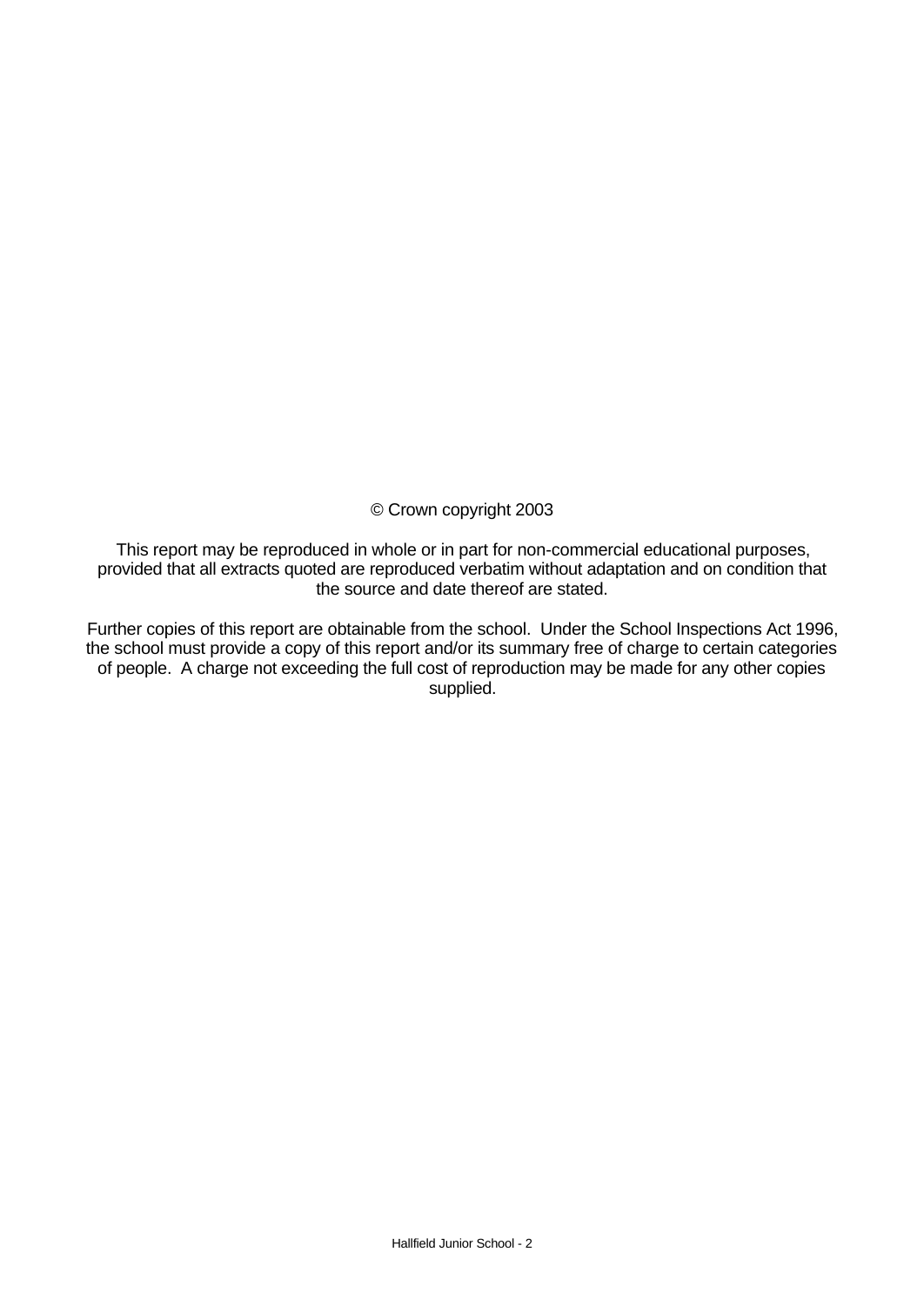© Crown copyright 2003

This report may be reproduced in whole or in part for non-commercial educational purposes, provided that all extracts quoted are reproduced verbatim without adaptation and on condition that the source and date thereof are stated.

Further copies of this report are obtainable from the school. Under the School Inspections Act 1996, the school must provide a copy of this report and/or its summary free of charge to certain categories of people. A charge not exceeding the full cost of reproduction may be made for any other copies supplied.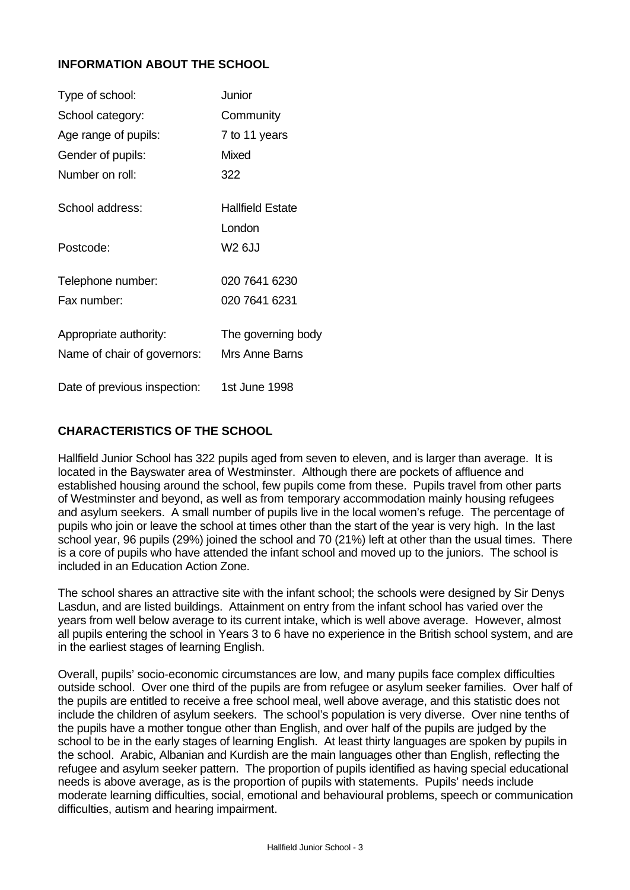## INFORMATION ABOUT THE SCHOOL

| | |
|---|---|
| Type of school: | Junior |
| School category: | Community |
| Age range of pupils: | 7 to 11 years |
| Gender of pupils: | Mixed |
| Number on roll: | 322 |
| School address: | Hallfield Estate<br>London |
| Postcode: | W2 6JJ |
| Telephone number: | 020 7641 6230 |
| Fax number: | 020 7641 6231 |
| Appropriate authority: | The governing body |
| Name of chair of governors: | Mrs Anne Barns |
| Date of previous inspection: | 1st June 1998 |

## CHARACTERISTICS OF THE SCHOOL

Hallfield Junior School has 322 pupils aged from seven to eleven, and is larger than average. It is located in the Bayswater area of Westminster. Although there are pockets of affluence and established housing around the school, few pupils come from these. Pupils travel from other parts of Westminster and beyond, as well as from temporary accommodation mainly housing refugees and asylum seekers. A small number of pupils live in the local women's refuge. The percentage of pupils who join or leave the school at times other than the start of the year is very high. In the last school year, 96 pupils (29%) joined the school and 70 (21%) left at other than the usual times. There is a core of pupils who have attended the infant school and moved up to the juniors. The school is included in an Education Action Zone.

The school shares an attractive site with the infant school; the schools were designed by Sir Denys Lasdun, and are listed buildings. Attainment on entry from the infant school has varied over the years from well below average to its current intake, which is well above average. However, almost all pupils entering the school in Years 3 to 6 have no experience in the British school system, and are in the earliest stages of learning English.

Overall, pupils' socio-economic circumstances are low, and many pupils face complex difficulties outside school. Over one third of the pupils are from refugee or asylum seeker families. Over half of the pupils are entitled to receive a free school meal, well above average, and this statistic does not include the children of asylum seekers. The school's population is very diverse. Over nine tenths of the pupils have a mother tongue other than English, and over half of the pupils are judged by the school to be in the early stages of learning English. At least thirty languages are spoken by pupils in the school. Arabic, Albanian and Kurdish are the main languages other than English, reflecting the refugee and asylum seeker pattern. The proportion of pupils identified as having special educational needs is above average, as is the proportion of pupils with statements. Pupils' needs include moderate learning difficulties, social, emotional and behavioural problems, speech or communication difficulties, autism and hearing impairment.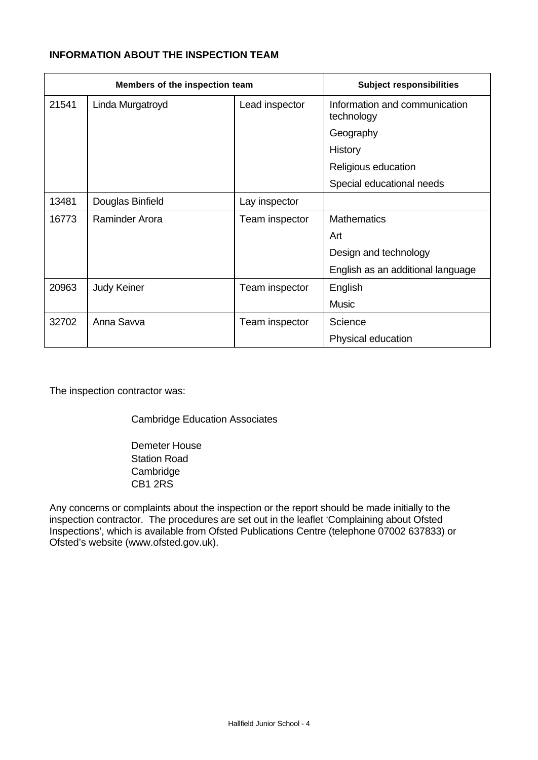**INFORMATION ABOUT THE INSPECTION TEAM**

| Members of the inspection team | | | Subject responsibilities |
|---|---|---|---|
| 21541 | Linda Murgatroyd | Lead inspector | Information and communication technology |
| | | | Geography |
| | | | History |
| | | | Religious education |
| | | | Special educational needs |
| 13481 | Douglas Binfield | Lay inspector | |
| 16773 | Raminder Arora | Team inspector | Mathematics |
| | | | Art |
| | | | Design and technology |
| | | | English as an additional language |
| 20963 | Judy Keiner | Team inspector | English |
| | | | Music |
| 32702 | Anna Savva | Team inspector | Science |
| | | | Physical education |

The inspection contractor was:

Cambridge Education Associates

Demeter House
Station Road
Cambridge
CB1 2RS

Any concerns or complaints about the inspection or the report should be made initially to the inspection contractor. The procedures are set out in the leaflet 'Complaining about Ofsted Inspections', which is available from Ofsted Publications Centre (telephone 07002 637833) or Ofsted's website (www.ofsted.gov.uk).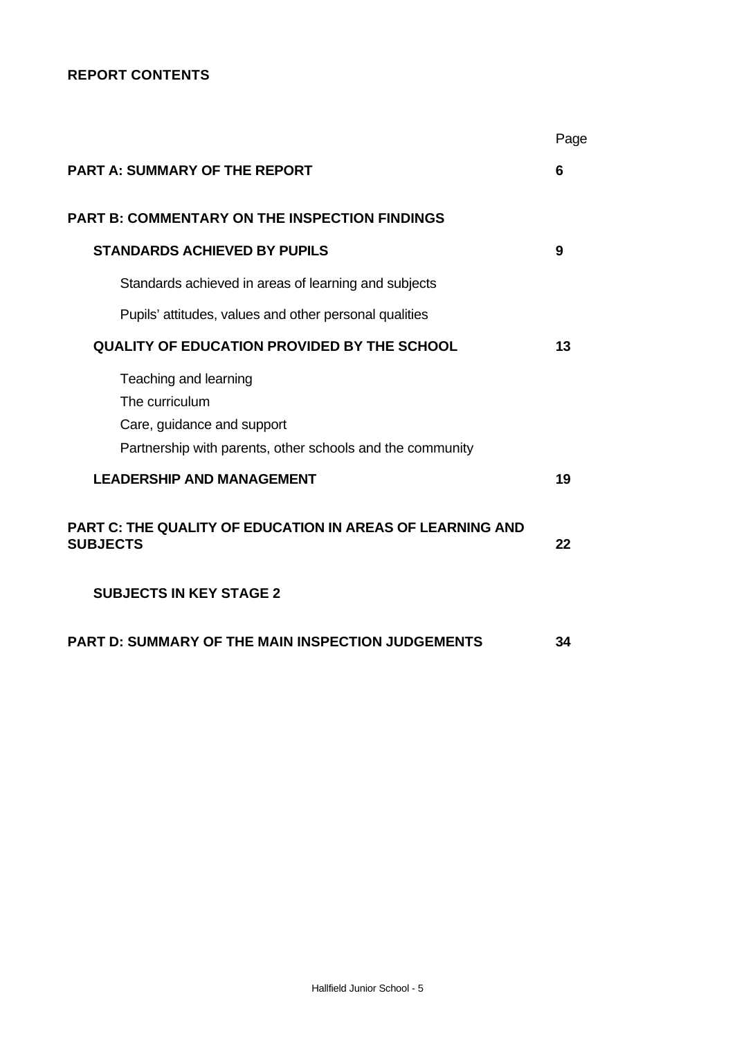**REPORT CONTENTS**

| | Page |
|---|---|
| **PART A: SUMMARY OF THE REPORT** | **6** |
| **PART B: COMMENTARY ON THE INSPECTION FINDINGS** | |
| **STANDARDS ACHIEVED BY PUPILS** | **9** |
| Standards achieved in areas of learning and subjects | |
| Pupils' attitudes, values and other personal qualities | |
| **QUALITY OF EDUCATION PROVIDED BY THE SCHOOL** | **13** |
| Teaching and learning | |
| The curriculum | |
| Care, guidance and support | |
| Partnership with parents, other schools and the community | |
| **LEADERSHIP AND MANAGEMENT** | **19** |
| **PART C: THE QUALITY OF EDUCATION IN AREAS OF LEARNING AND SUBJECTS** | **22** |
| **SUBJECTS IN KEY STAGE 2** | |
| **PART D: SUMMARY OF THE MAIN INSPECTION JUDGEMENTS** | **34** |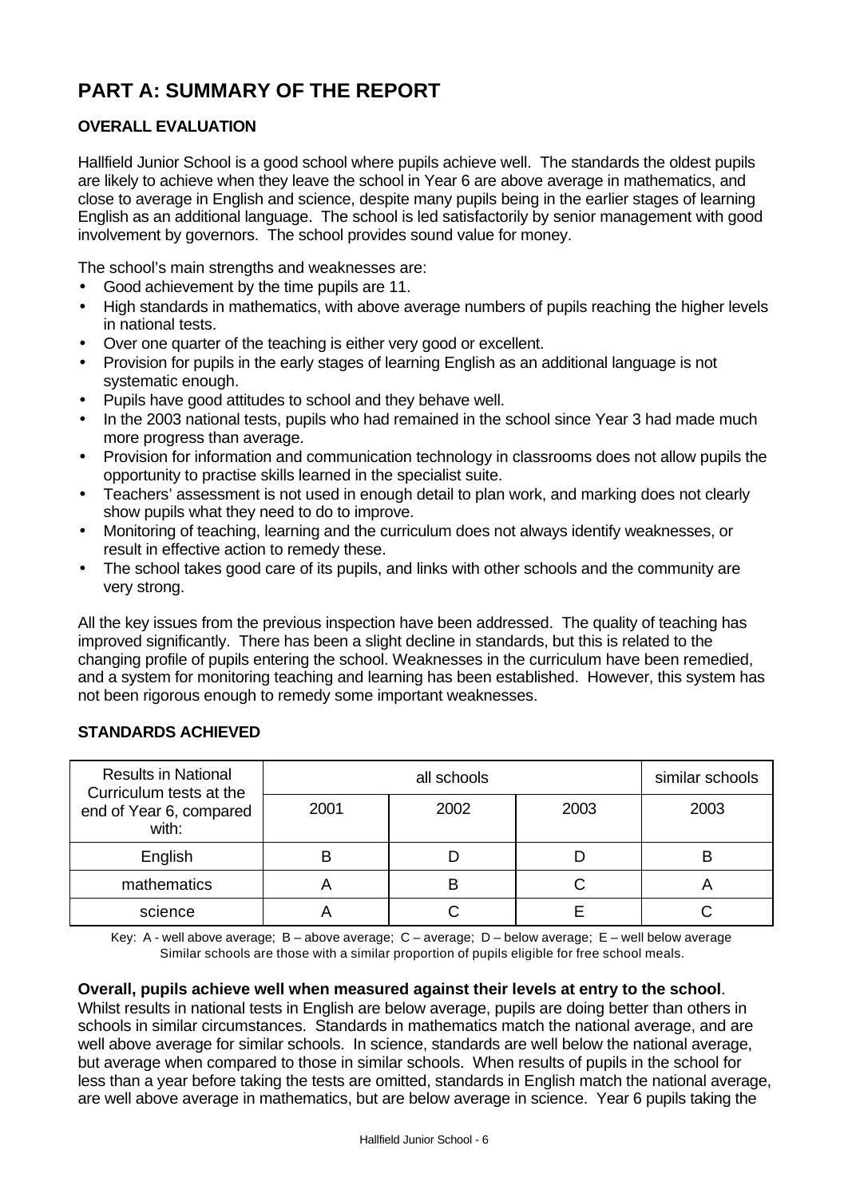# PART A: SUMMARY OF THE REPORT

## OVERALL EVALUATION

Hallfield Junior School is a good school where pupils achieve well. The standards the oldest pupils are likely to achieve when they leave the school in Year 6 are above average in mathematics, and close to average in English and science, despite many pupils being in the earlier stages of learning English as an additional language. The school is led satisfactorily by senior management with good involvement by governors. The school provides sound value for money.

The school's main strengths and weaknesses are:

- Good achievement by the time pupils are 11.
- High standards in mathematics, with above average numbers of pupils reaching the higher levels in national tests.
- Over one quarter of the teaching is either very good or excellent.
- Provision for pupils in the early stages of learning English as an additional language is not systematic enough.
- Pupils have good attitudes to school and they behave well.
- In the 2003 national tests, pupils who had remained in the school since Year 3 had made much more progress than average.
- Provision for information and communication technology in classrooms does not allow pupils the opportunity to practise skills learned in the specialist suite.
- Teachers' assessment is not used in enough detail to plan work, and marking does not clearly show pupils what they need to do to improve.
- Monitoring of teaching, learning and the curriculum does not always identify weaknesses, or result in effective action to remedy these.
- The school takes good care of its pupils, and links with other schools and the community are very strong.

All the key issues from the previous inspection have been addressed. The quality of teaching has improved significantly. There has been a slight decline in standards, but this is related to the changing profile of pupils entering the school. Weaknesses in the curriculum have been remedied, and a system for monitoring teaching and learning has been established. However, this system has not been rigorous enough to remedy some important weaknesses.

## STANDARDS ACHIEVED

| Results in National Curriculum tests at the end of Year 6, compared with: | all schools | | | similar schools |
|---|---|---|---|---|
| | 2001 | 2002 | 2003 | 2003 |
| English | B | D | D | B |
| mathematics | A | B | C | A |
| science | A | C | E | C |

Key: A - well above average; B – above average; C – average; D – below average; E – well below average
Similar schools are those with a similar proportion of pupils eligible for free school meals.

**Overall, pupils achieve well when measured against their levels at entry to the school**. Whilst results in national tests in English are below average, pupils are doing better than others in schools in similar circumstances. Standards in mathematics match the national average, and are well above average for similar schools. In science, standards are well below the national average, but average when compared to those in similar schools. When results of pupils in the school for less than a year before taking the tests are omitted, standards in English match the national average, are well above average in mathematics, but are below average in science. Year 6 pupils taking the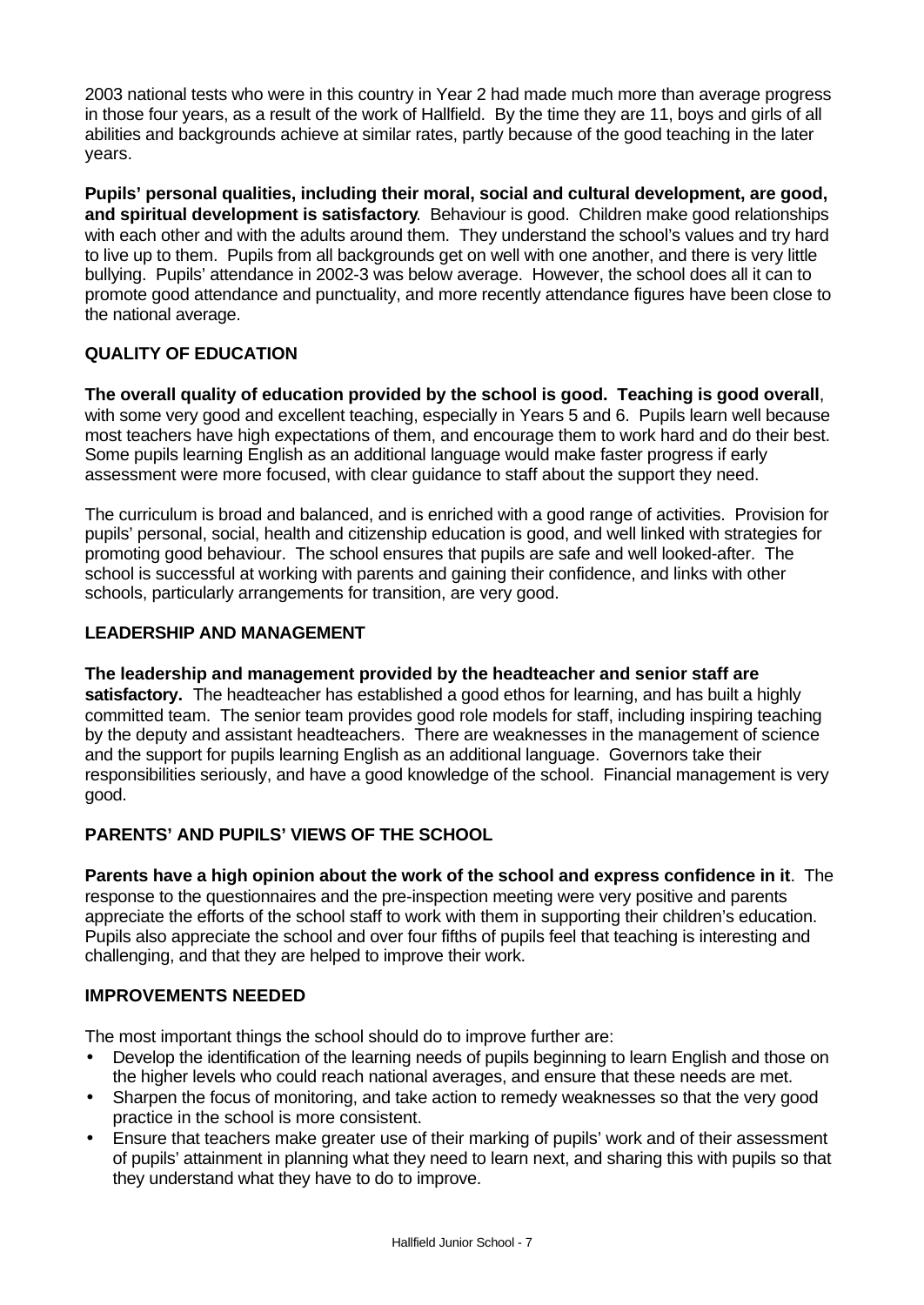2003 national tests who were in this country in Year 2 had made much more than average progress in those four years, as a result of the work of Hallfield. By the time they are 11, boys and girls of all abilities and backgrounds achieve at similar rates, partly because of the good teaching in the later years.

**Pupils' personal qualities, including their moral, social and cultural development, are good, and spiritual development is satisfactory**. Behaviour is good. Children make good relationships with each other and with the adults around them. They understand the school's values and try hard to live up to them. Pupils from all backgrounds get on well with one another, and there is very little bullying. Pupils' attendance in 2002-3 was below average. However, the school does all it can to promote good attendance and punctuality, and more recently attendance figures have been close to the national average.

## QUALITY OF EDUCATION

**The overall quality of education provided by the school is good. Teaching is good overall**, with some very good and excellent teaching, especially in Years 5 and 6. Pupils learn well because most teachers have high expectations of them, and encourage them to work hard and do their best. Some pupils learning English as an additional language would make faster progress if early assessment were more focused, with clear guidance to staff about the support they need.

The curriculum is broad and balanced, and is enriched with a good range of activities. Provision for pupils' personal, social, health and citizenship education is good, and well linked with strategies for promoting good behaviour. The school ensures that pupils are safe and well looked-after. The school is successful at working with parents and gaining their confidence, and links with other schools, particularly arrangements for transition, are very good.

## LEADERSHIP AND MANAGEMENT

**The leadership and management provided by the headteacher and senior staff are satisfactory.** The headteacher has established a good ethos for learning, and has built a highly committed team. The senior team provides good role models for staff, including inspiring teaching by the deputy and assistant headteachers. There are weaknesses in the management of science and the support for pupils learning English as an additional language. Governors take their responsibilities seriously, and have a good knowledge of the school. Financial management is very good.

## PARENTS' AND PUPILS' VIEWS OF THE SCHOOL

**Parents have a high opinion about the work of the school and express confidence in it**. The response to the questionnaires and the pre-inspection meeting were very positive and parents appreciate the efforts of the school staff to work with them in supporting their children's education. Pupils also appreciate the school and over four fifths of pupils feel that teaching is interesting and challenging, and that they are helped to improve their work.

## IMPROVEMENTS NEEDED

The most important things the school should do to improve further are:

- Develop the identification of the learning needs of pupils beginning to learn English and those on the higher levels who could reach national averages, and ensure that these needs are met.
- Sharpen the focus of monitoring, and take action to remedy weaknesses so that the very good practice in the school is more consistent.
- Ensure that teachers make greater use of their marking of pupils' work and of their assessment of pupils' attainment in planning what they need to learn next, and sharing this with pupils so that they understand what they have to do to improve.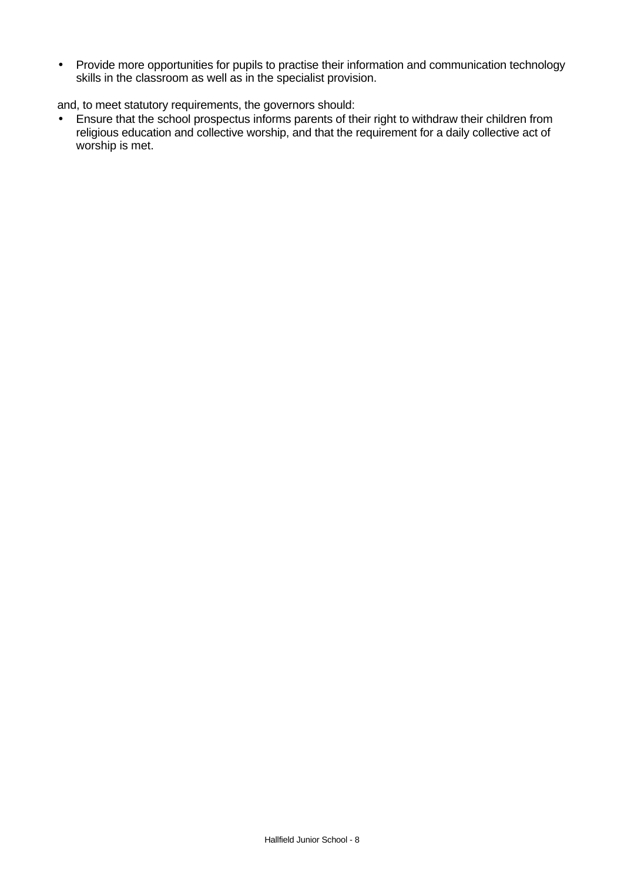- Provide more opportunities for pupils to practise their information and communication technology skills in the classroom as well as in the specialist provision.

and, to meet statutory requirements, the governors should:

- Ensure that the school prospectus informs parents of their right to withdraw their children from religious education and collective worship, and that the requirement for a daily collective act of worship is met.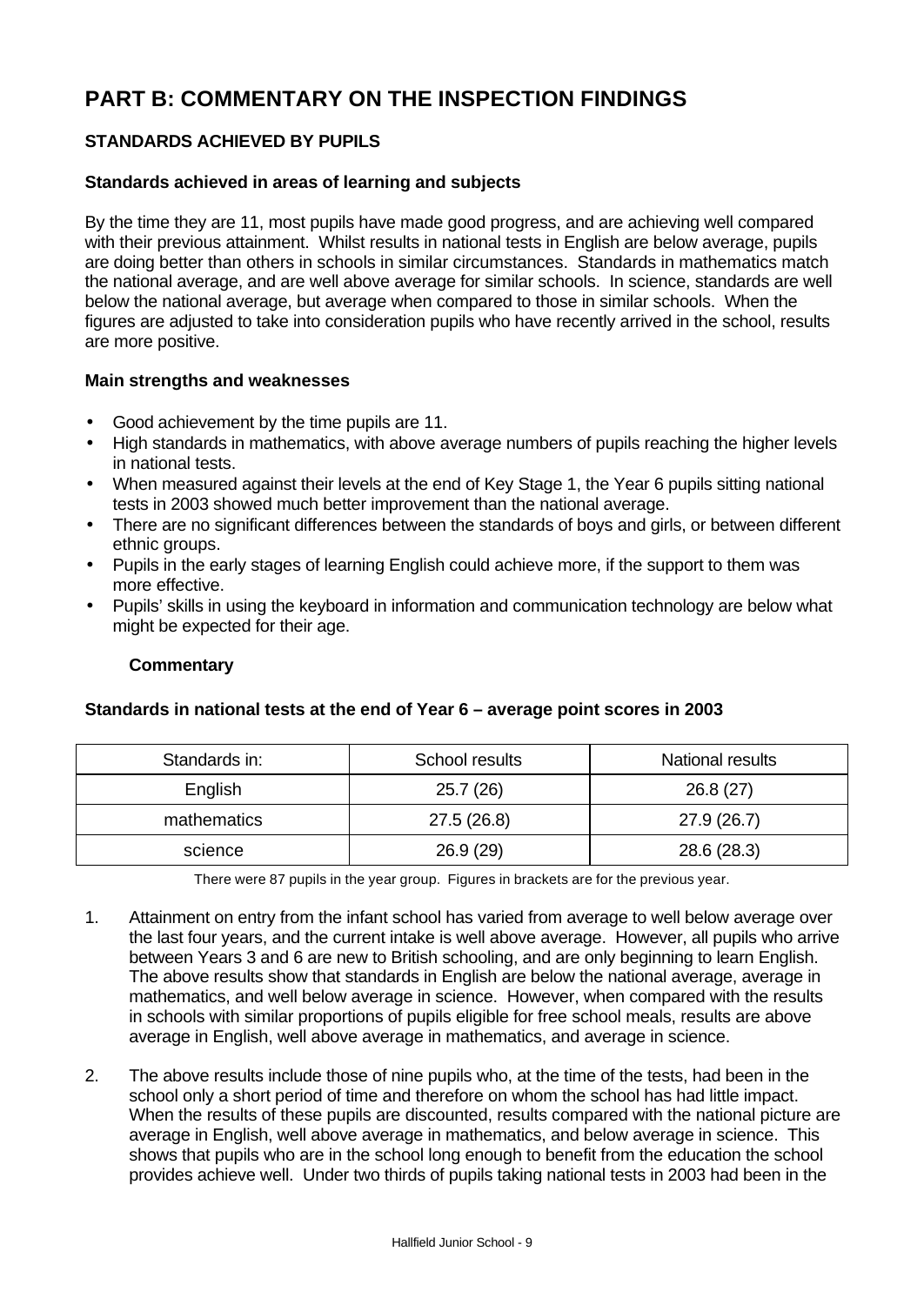# PART B: COMMENTARY ON THE INSPECTION FINDINGS

## STANDARDS ACHIEVED BY PUPILS

### Standards achieved in areas of learning and subjects

By the time they are 11, most pupils have made good progress, and are achieving well compared with their previous attainment. Whilst results in national tests in English are below average, pupils are doing better than others in schools in similar circumstances. Standards in mathematics match the national average, and are well above average for similar schools. In science, standards are well below the national average, but average when compared to those in similar schools. When the figures are adjusted to take into consideration pupils who have recently arrived in the school, results are more positive.

### Main strengths and weaknesses

- Good achievement by the time pupils are 11.
- High standards in mathematics, with above average numbers of pupils reaching the higher levels in national tests.
- When measured against their levels at the end of Key Stage 1, the Year 6 pupils sitting national tests in 2003 showed much better improvement than the national average.
- There are no significant differences between the standards of boys and girls, or between different ethnic groups.
- Pupils in the early stages of learning English could achieve more, if the support to them was more effective.
- Pupils' skills in using the keyboard in information and communication technology are below what might be expected for their age.

**Commentary**

**Standards in national tests at the end of Year 6 – average point scores in 2003**

| Standards in: | School results | National results |
|---|---|---|
| English | 25.7 (26) | 26.8 (27) |
| mathematics | 27.5 (26.8) | 27.9 (26.7) |
| science | 26.9 (29) | 28.6 (28.3) |

There were 87 pupils in the year group. Figures in brackets are for the previous year.

1. Attainment on entry from the infant school has varied from average to well below average over the last four years, and the current intake is well above average. However, all pupils who arrive between Years 3 and 6 are new to British schooling, and are only beginning to learn English. The above results show that standards in English are below the national average, average in mathematics, and well below average in science. However, when compared with the results in schools with similar proportions of pupils eligible for free school meals, results are above average in English, well above average in mathematics, and average in science.

2. The above results include those of nine pupils who, at the time of the tests, had been in the school only a short period of time and therefore on whom the school has had little impact. When the results of these pupils are discounted, results compared with the national picture are average in English, well above average in mathematics, and below average in science. This shows that pupils who are in the school long enough to benefit from the education the school provides achieve well. Under two thirds of pupils taking national tests in 2003 had been in the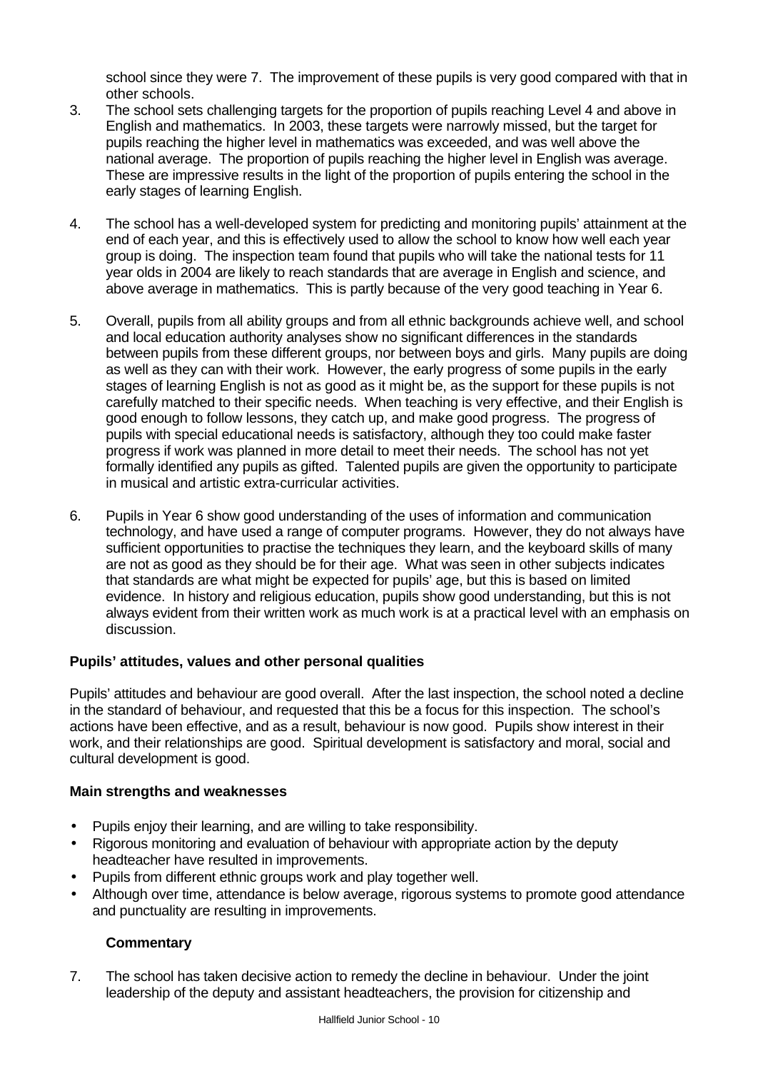school since they were 7. The improvement of these pupils is very good compared with that in other schools.

3. The school sets challenging targets for the proportion of pupils reaching Level 4 and above in English and mathematics. In 2003, these targets were narrowly missed, but the target for pupils reaching the higher level in mathematics was exceeded, and was well above the national average. The proportion of pupils reaching the higher level in English was average. These are impressive results in the light of the proportion of pupils entering the school in the early stages of learning English.

4. The school has a well-developed system for predicting and monitoring pupils' attainment at the end of each year, and this is effectively used to allow the school to know how well each year group is doing. The inspection team found that pupils who will take the national tests for 11 year olds in 2004 are likely to reach standards that are average in English and science, and above average in mathematics. This is partly because of the very good teaching in Year 6.

5. Overall, pupils from all ability groups and from all ethnic backgrounds achieve well, and school and local education authority analyses show no significant differences in the standards between pupils from these different groups, nor between boys and girls. Many pupils are doing as well as they can with their work. However, the early progress of some pupils in the early stages of learning English is not as good as it might be, as the support for these pupils is not carefully matched to their specific needs. When teaching is very effective, and their English is good enough to follow lessons, they catch up, and make good progress. The progress of pupils with special educational needs is satisfactory, although they too could make faster progress if work was planned in more detail to meet their needs. The school has not yet formally identified any pupils as gifted. Talented pupils are given the opportunity to participate in musical and artistic extra-curricular activities.

6. Pupils in Year 6 show good understanding of the uses of information and communication technology, and have used a range of computer programs. However, they do not always have sufficient opportunities to practise the techniques they learn, and the keyboard skills of many are not as good as they should be for their age. What was seen in other subjects indicates that standards are what might be expected for pupils' age, but this is based on limited evidence. In history and religious education, pupils show good understanding, but this is not always evident from their written work as much work is at a practical level with an emphasis on discussion.

### Pupils' attitudes, values and other personal qualities

Pupils' attitudes and behaviour are good overall. After the last inspection, the school noted a decline in the standard of behaviour, and requested that this be a focus for this inspection. The school's actions have been effective, and as a result, behaviour is now good. Pupils show interest in their work, and their relationships are good. Spiritual development is satisfactory and moral, social and cultural development is good.

### Main strengths and weaknesses

- Pupils enjoy their learning, and are willing to take responsibility.
- Rigorous monitoring and evaluation of behaviour with appropriate action by the deputy headteacher have resulted in improvements.
- Pupils from different ethnic groups work and play together well.
- Although over time, attendance is below average, rigorous systems to promote good attendance and punctuality are resulting in improvements.

#### Commentary

7. The school has taken decisive action to remedy the decline in behaviour. Under the joint leadership of the deputy and assistant headteachers, the provision for citizenship and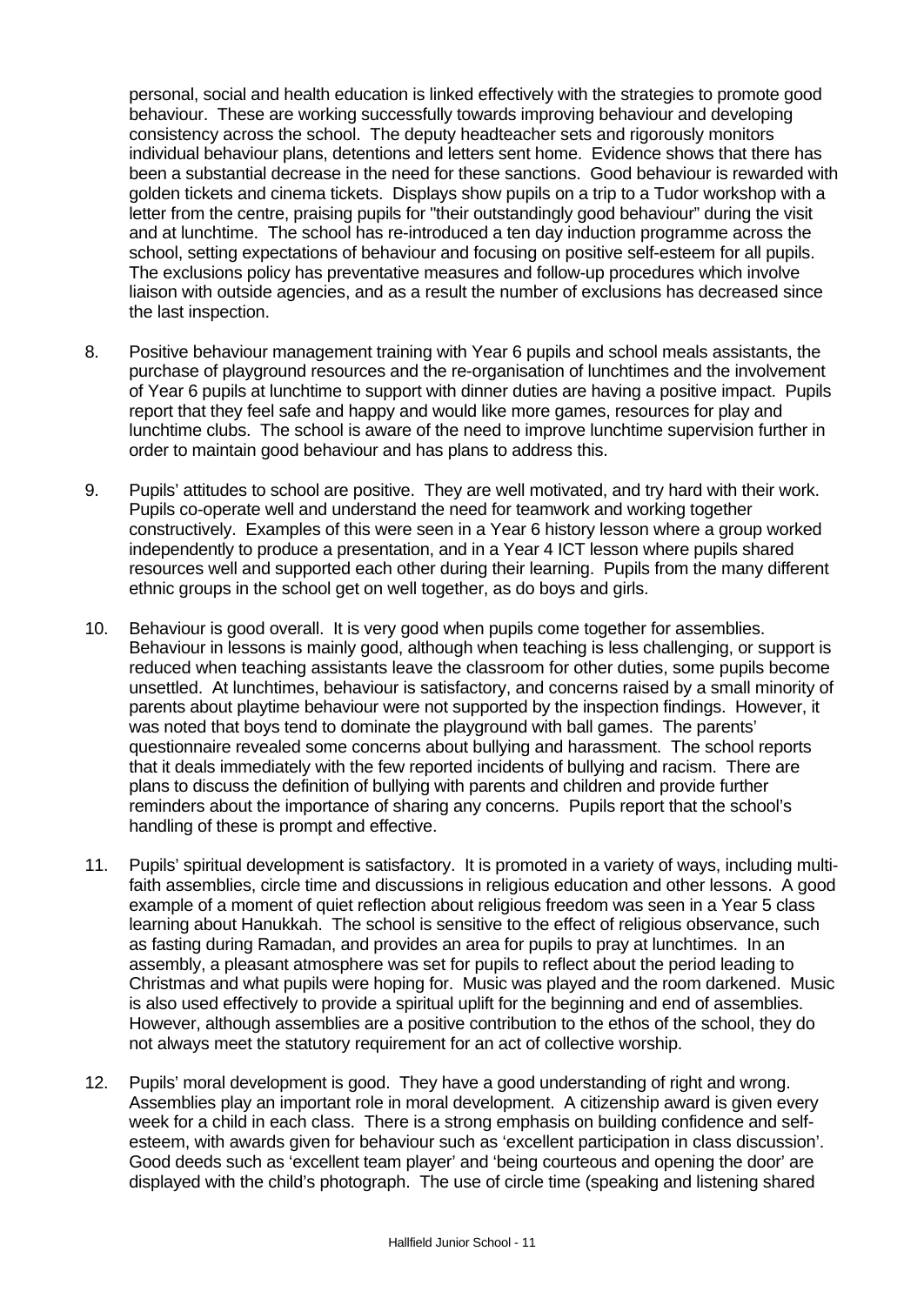personal, social and health education is linked effectively with the strategies to promote good behaviour. These are working successfully towards improving behaviour and developing consistency across the school. The deputy headteacher sets and rigorously monitors individual behaviour plans, detentions and letters sent home. Evidence shows that there has been a substantial decrease in the need for these sanctions. Good behaviour is rewarded with golden tickets and cinema tickets. Displays show pupils on a trip to a Tudor workshop with a letter from the centre, praising pupils for "their outstandingly good behaviour" during the visit and at lunchtime. The school has re-introduced a ten day induction programme across the school, setting expectations of behaviour and focusing on positive self-esteem for all pupils. The exclusions policy has preventative measures and follow-up procedures which involve liaison with outside agencies, and as a result the number of exclusions has decreased since the last inspection.

8. Positive behaviour management training with Year 6 pupils and school meals assistants, the purchase of playground resources and the re-organisation of lunchtimes and the involvement of Year 6 pupils at lunchtime to support with dinner duties are having a positive impact. Pupils report that they feel safe and happy and would like more games, resources for play and lunchtime clubs. The school is aware of the need to improve lunchtime supervision further in order to maintain good behaviour and has plans to address this.

9. Pupils' attitudes to school are positive. They are well motivated, and try hard with their work. Pupils co-operate well and understand the need for teamwork and working together constructively. Examples of this were seen in a Year 6 history lesson where a group worked independently to produce a presentation, and in a Year 4 ICT lesson where pupils shared resources well and supported each other during their learning. Pupils from the many different ethnic groups in the school get on well together, as do boys and girls.

10. Behaviour is good overall. It is very good when pupils come together for assemblies. Behaviour in lessons is mainly good, although when teaching is less challenging, or support is reduced when teaching assistants leave the classroom for other duties, some pupils become unsettled. At lunchtimes, behaviour is satisfactory, and concerns raised by a small minority of parents about playtime behaviour were not supported by the inspection findings. However, it was noted that boys tend to dominate the playground with ball games. The parents' questionnaire revealed some concerns about bullying and harassment. The school reports that it deals immediately with the few reported incidents of bullying and racism. There are plans to discuss the definition of bullying with parents and children and provide further reminders about the importance of sharing any concerns. Pupils report that the school's handling of these is prompt and effective.

11. Pupils' spiritual development is satisfactory. It is promoted in a variety of ways, including multi-faith assemblies, circle time and discussions in religious education and other lessons. A good example of a moment of quiet reflection about religious freedom was seen in a Year 5 class learning about Hanukkah. The school is sensitive to the effect of religious observance, such as fasting during Ramadan, and provides an area for pupils to pray at lunchtimes. In an assembly, a pleasant atmosphere was set for pupils to reflect about the period leading to Christmas and what pupils were hoping for. Music was played and the room darkened. Music is also used effectively to provide a spiritual uplift for the beginning and end of assemblies. However, although assemblies are a positive contribution to the ethos of the school, they do not always meet the statutory requirement for an act of collective worship.

12. Pupils' moral development is good. They have a good understanding of right and wrong. Assemblies play an important role in moral development. A citizenship award is given every week for a child in each class. There is a strong emphasis on building confidence and self-esteem, with awards given for behaviour such as 'excellent participation in class discussion'. Good deeds such as 'excellent team player' and 'being courteous and opening the door' are displayed with the child's photograph. The use of circle time (speaking and listening shared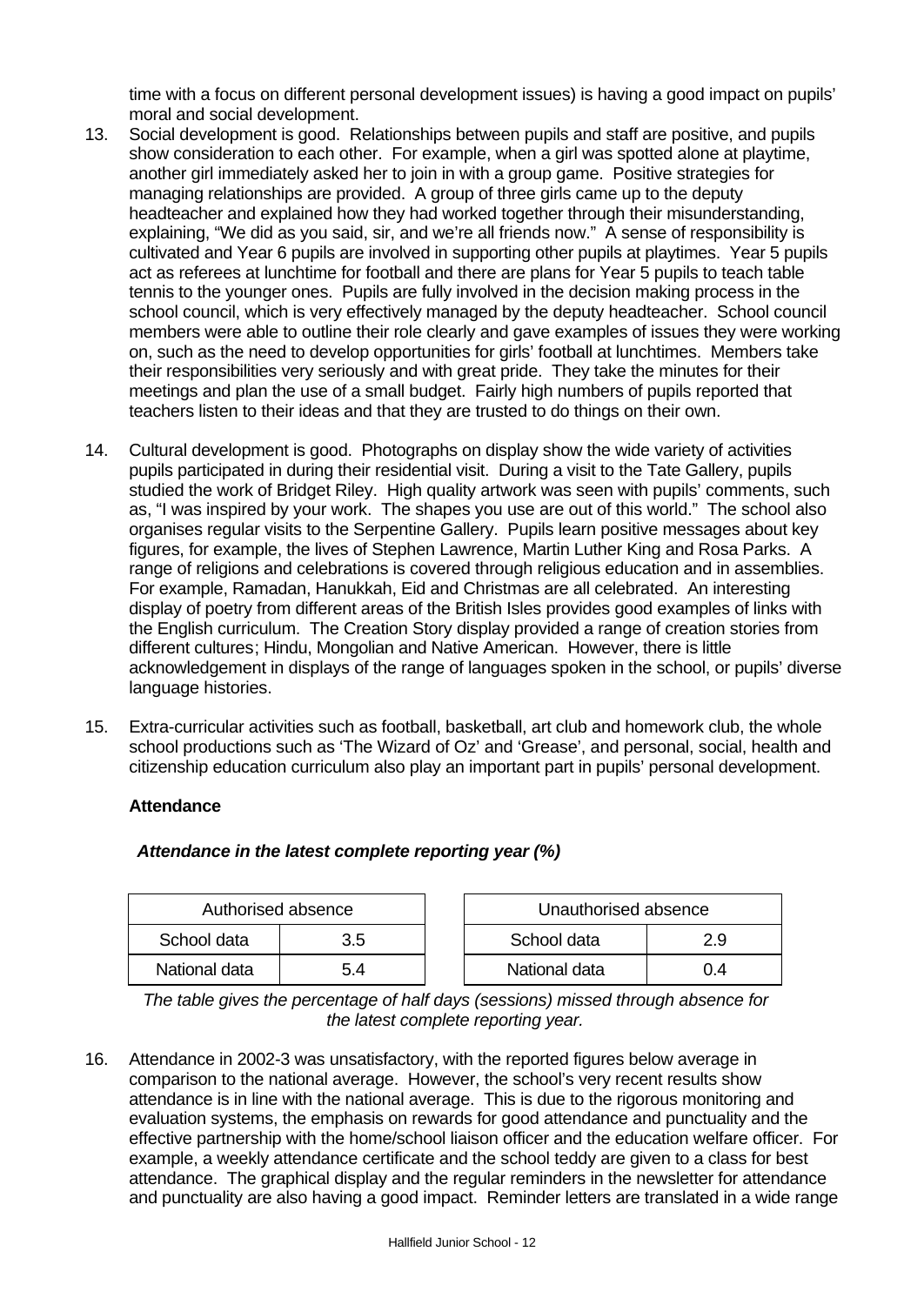time with a focus on different personal development issues) is having a good impact on pupils' moral and social development.

13. Social development is good. Relationships between pupils and staff are positive, and pupils show consideration to each other. For example, when a girl was spotted alone at playtime, another girl immediately asked her to join in with a group game. Positive strategies for managing relationships are provided. A group of three girls came up to the deputy headteacher and explained how they had worked together through their misunderstanding, explaining, "We did as you said, sir, and we're all friends now." A sense of responsibility is cultivated and Year 6 pupils are involved in supporting other pupils at playtimes. Year 5 pupils act as referees at lunchtime for football and there are plans for Year 5 pupils to teach table tennis to the younger ones. Pupils are fully involved in the decision making process in the school council, which is very effectively managed by the deputy headteacher. School council members were able to outline their role clearly and gave examples of issues they were working on, such as the need to develop opportunities for girls' football at lunchtimes. Members take their responsibilities very seriously and with great pride. They take the minutes for their meetings and plan the use of a small budget. Fairly high numbers of pupils reported that teachers listen to their ideas and that they are trusted to do things on their own.

14. Cultural development is good. Photographs on display show the wide variety of activities pupils participated in during their residential visit. During a visit to the Tate Gallery, pupils studied the work of Bridget Riley. High quality artwork was seen with pupils' comments, such as, "I was inspired by your work. The shapes you use are out of this world." The school also organises regular visits to the Serpentine Gallery. Pupils learn positive messages about key figures, for example, the lives of Stephen Lawrence, Martin Luther King and Rosa Parks. A range of religions and celebrations is covered through religious education and in assemblies. For example, Ramadan, Hanukkah, Eid and Christmas are all celebrated. An interesting display of poetry from different areas of the British Isles provides good examples of links with the English curriculum. The Creation Story display provided a range of creation stories from different cultures; Hindu, Mongolian and Native American. However, there is little acknowledgement in displays of the range of languages spoken in the school, or pupils' diverse language histories.

15. Extra-curricular activities such as football, basketball, art club and homework club, the whole school productions such as 'The Wizard of Oz' and 'Grease', and personal, social, health and citizenship education curriculum also play an important part in pupils' personal development.

### Attendance

***Attendance in the latest complete reporting year (%)***

| Authorised absence | |
|---|---|
| School data | 3.5 |
| National data | 5.4 |

| Unauthorised absence | |
|---|---|
| School data | 2.9 |
| National data | 0.4 |

*The table gives the percentage of half days (sessions) missed through absence for the latest complete reporting year.*

16. Attendance in 2002-3 was unsatisfactory, with the reported figures below average in comparison to the national average. However, the school's very recent results show attendance is in line with the national average. This is due to the rigorous monitoring and evaluation systems, the emphasis on rewards for good attendance and punctuality and the effective partnership with the home/school liaison officer and the education welfare officer. For example, a weekly attendance certificate and the school teddy are given to a class for best attendance. The graphical display and the regular reminders in the newsletter for attendance and punctuality are also having a good impact. Reminder letters are translated in a wide range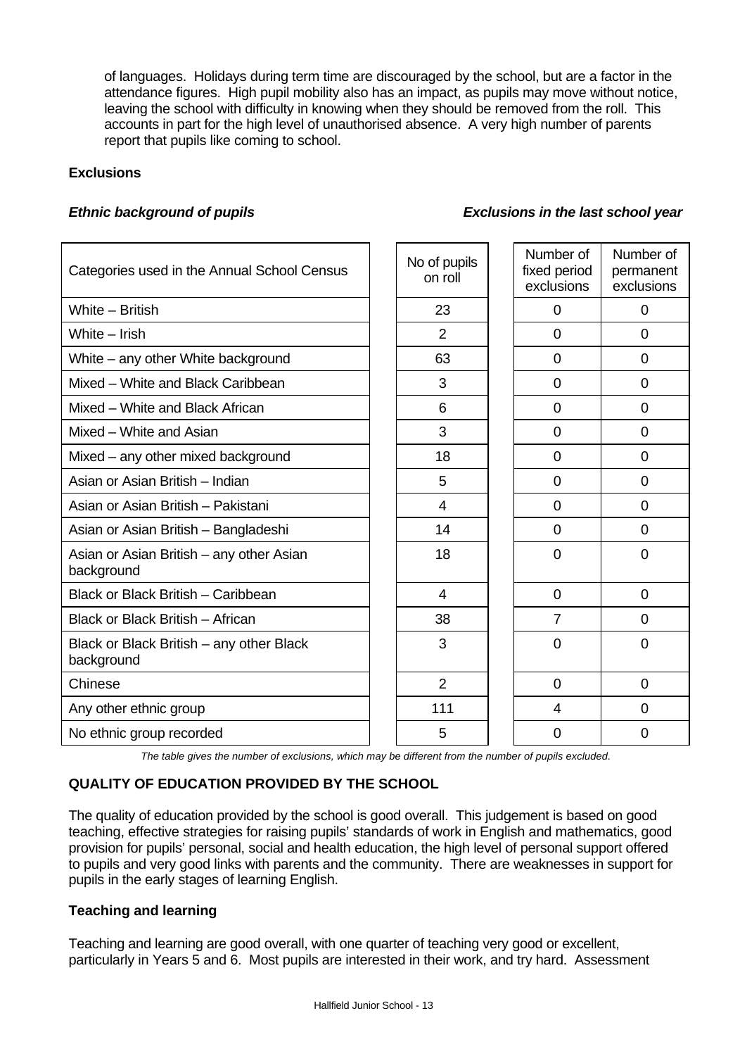of languages. Holidays during term time are discouraged by the school, but are a factor in the attendance figures. High pupil mobility also has an impact, as pupils may move without notice, leaving the school with difficulty in knowing when they should be removed from the roll. This accounts in part for the high level of unauthorised absence. A very high number of parents report that pupils like coming to school.

**Exclusions**

***Ethnic background of pupils*** ***Exclusions in the last school year***

| Categories used in the Annual School Census | No of pupils on roll | Number of fixed period exclusions | Number of permanent exclusions |
|---|---|---|---|
| White – British | 23 | 0 | 0 |
| White – Irish | 2 | 0 | 0 |
| White – any other White background | 63 | 0 | 0 |
| Mixed – White and Black Caribbean | 3 | 0 | 0 |
| Mixed – White and Black African | 6 | 0 | 0 |
| Mixed – White and Asian | 3 | 0 | 0 |
| Mixed – any other mixed background | 18 | 0 | 0 |
| Asian or Asian British – Indian | 5 | 0 | 0 |
| Asian or Asian British – Pakistani | 4 | 0 | 0 |
| Asian or Asian British – Bangladeshi | 14 | 0 | 0 |
| Asian or Asian British – any other Asian background | 18 | 0 | 0 |
| Black or Black British – Caribbean | 4 | 0 | 0 |
| Black or Black British – African | 38 | 7 | 0 |
| Black or Black British – any other Black background | 3 | 0 | 0 |
| Chinese | 2 | 0 | 0 |
| Any other ethnic group | 111 | 4 | 0 |
| No ethnic group recorded | 5 | 0 | 0 |

*The table gives the number of exclusions, which may be different from the number of pupils excluded.*

## QUALITY OF EDUCATION PROVIDED BY THE SCHOOL

The quality of education provided by the school is good overall. This judgement is based on good teaching, effective strategies for raising pupils' standards of work in English and mathematics, good provision for pupils' personal, social and health education, the high level of personal support offered to pupils and very good links with parents and the community. There are weaknesses in support for pupils in the early stages of learning English.

### Teaching and learning

Teaching and learning are good overall, with one quarter of teaching very good or excellent, particularly in Years 5 and 6. Most pupils are interested in their work, and try hard. Assessment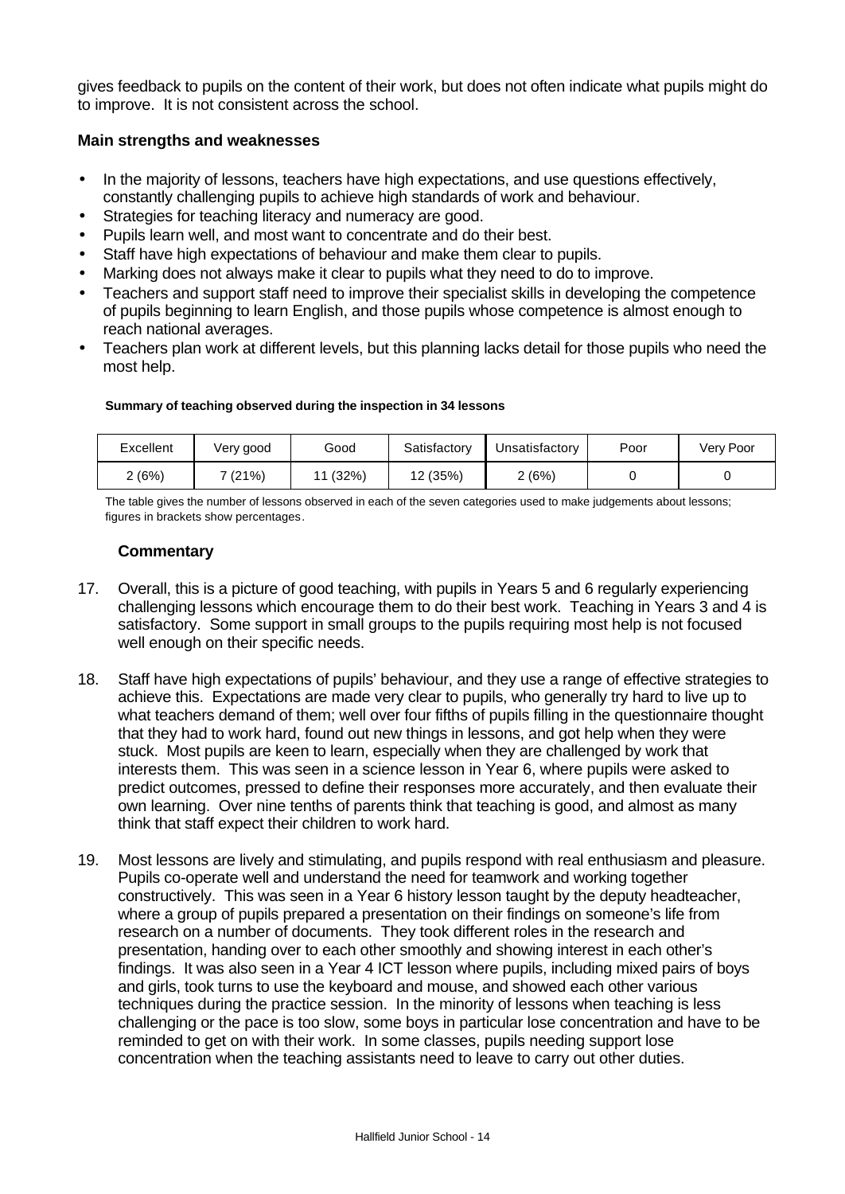gives feedback to pupils on the content of their work, but does not often indicate what pupils might do to improve. It is not consistent across the school.

**Main strengths and weaknesses**

- In the majority of lessons, teachers have high expectations, and use questions effectively, constantly challenging pupils to achieve high standards of work and behaviour.
- Strategies for teaching literacy and numeracy are good.
- Pupils learn well, and most want to concentrate and do their best.
- Staff have high expectations of behaviour and make them clear to pupils.
- Marking does not always make it clear to pupils what they need to do to improve.
- Teachers and support staff need to improve their specialist skills in developing the competence of pupils beginning to learn English, and those pupils whose competence is almost enough to reach national averages.
- Teachers plan work at different levels, but this planning lacks detail for those pupils who need the most help.

**Summary of teaching observed during the inspection in 34 lessons**

| Excellent | Very good | Good | Satisfactory | Unsatisfactory | Poor | Very Poor |
|---|---|---|---|---|---|---|
| 2 (6%) | 7 (21%) | 11 (32%) | 12 (35%) | 2 (6%) | 0 | 0 |

The table gives the number of lessons observed in each of the seven categories used to make judgements about lessons; figures in brackets show percentages.

**Commentary**

17. Overall, this is a picture of good teaching, with pupils in Years 5 and 6 regularly experiencing challenging lessons which encourage them to do their best work. Teaching in Years 3 and 4 is satisfactory. Some support in small groups to the pupils requiring most help is not focused well enough on their specific needs.

18. Staff have high expectations of pupils' behaviour, and they use a range of effective strategies to achieve this. Expectations are made very clear to pupils, who generally try hard to live up to what teachers demand of them; well over four fifths of pupils filling in the questionnaire thought that they had to work hard, found out new things in lessons, and got help when they were stuck. Most pupils are keen to learn, especially when they are challenged by work that interests them. This was seen in a science lesson in Year 6, where pupils were asked to predict outcomes, pressed to define their responses more accurately, and then evaluate their own learning. Over nine tenths of parents think that teaching is good, and almost as many think that staff expect their children to work hard.

19. Most lessons are lively and stimulating, and pupils respond with real enthusiasm and pleasure. Pupils co-operate well and understand the need for teamwork and working together constructively. This was seen in a Year 6 history lesson taught by the deputy headteacher, where a group of pupils prepared a presentation on their findings on someone's life from research on a number of documents. They took different roles in the research and presentation, handing over to each other smoothly and showing interest in each other's findings. It was also seen in a Year 4 ICT lesson where pupils, including mixed pairs of boys and girls, took turns to use the keyboard and mouse, and showed each other various techniques during the practice session. In the minority of lessons when teaching is less challenging or the pace is too slow, some boys in particular lose concentration and have to be reminded to get on with their work. In some classes, pupils needing support lose concentration when the teaching assistants need to leave to carry out other duties.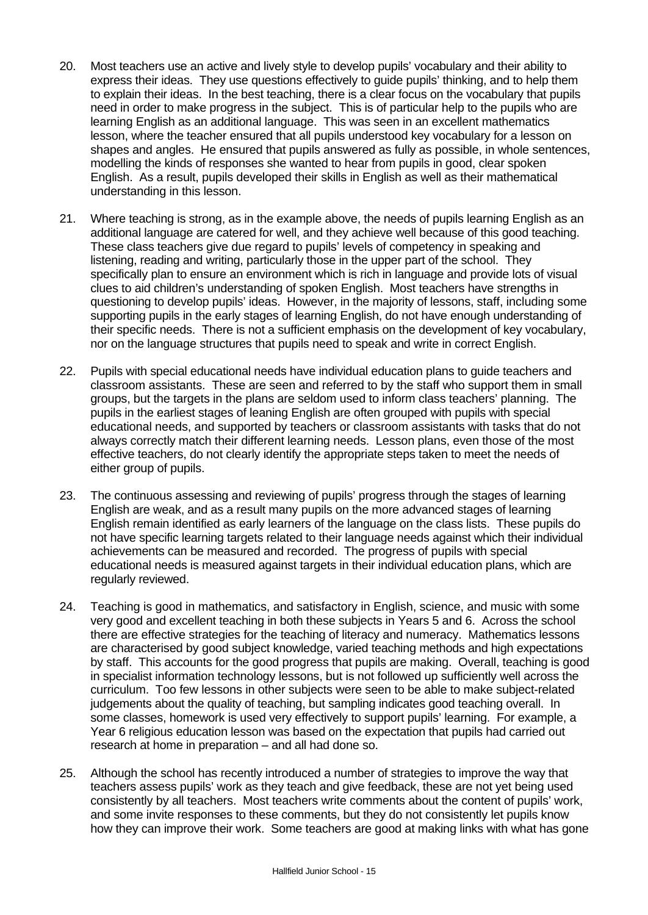20. Most teachers use an active and lively style to develop pupils' vocabulary and their ability to express their ideas. They use questions effectively to guide pupils' thinking, and to help them to explain their ideas. In the best teaching, there is a clear focus on the vocabulary that pupils need in order to make progress in the subject. This is of particular help to the pupils who are learning English as an additional language. This was seen in an excellent mathematics lesson, where the teacher ensured that all pupils understood key vocabulary for a lesson on shapes and angles. He ensured that pupils answered as fully as possible, in whole sentences, modelling the kinds of responses she wanted to hear from pupils in good, clear spoken English. As a result, pupils developed their skills in English as well as their mathematical understanding in this lesson.

21. Where teaching is strong, as in the example above, the needs of pupils learning English as an additional language are catered for well, and they achieve well because of this good teaching. These class teachers give due regard to pupils' levels of competency in speaking and listening, reading and writing, particularly those in the upper part of the school. They specifically plan to ensure an environment which is rich in language and provide lots of visual clues to aid children's understanding of spoken English. Most teachers have strengths in questioning to develop pupils' ideas. However, in the majority of lessons, staff, including some supporting pupils in the early stages of learning English, do not have enough understanding of their specific needs. There is not a sufficient emphasis on the development of key vocabulary, nor on the language structures that pupils need to speak and write in correct English.

22. Pupils with special educational needs have individual education plans to guide teachers and classroom assistants. These are seen and referred to by the staff who support them in small groups, but the targets in the plans are seldom used to inform class teachers' planning. The pupils in the earliest stages of leaning English are often grouped with pupils with special educational needs, and supported by teachers or classroom assistants with tasks that do not always correctly match their different learning needs. Lesson plans, even those of the most effective teachers, do not clearly identify the appropriate steps taken to meet the needs of either group of pupils.

23. The continuous assessing and reviewing of pupils' progress through the stages of learning English are weak, and as a result many pupils on the more advanced stages of learning English remain identified as early learners of the language on the class lists. These pupils do not have specific learning targets related to their language needs against which their individual achievements can be measured and recorded. The progress of pupils with special educational needs is measured against targets in their individual education plans, which are regularly reviewed.

24. Teaching is good in mathematics, and satisfactory in English, science, and music with some very good and excellent teaching in both these subjects in Years 5 and 6. Across the school there are effective strategies for the teaching of literacy and numeracy. Mathematics lessons are characterised by good subject knowledge, varied teaching methods and high expectations by staff. This accounts for the good progress that pupils are making. Overall, teaching is good in specialist information technology lessons, but is not followed up sufficiently well across the curriculum. Too few lessons in other subjects were seen to be able to make subject-related judgements about the quality of teaching, but sampling indicates good teaching overall. In some classes, homework is used very effectively to support pupils' learning. For example, a Year 6 religious education lesson was based on the expectation that pupils had carried out research at home in preparation – and all had done so.

25. Although the school has recently introduced a number of strategies to improve the way that teachers assess pupils' work as they teach and give feedback, these are not yet being used consistently by all teachers. Most teachers write comments about the content of pupils' work, and some invite responses to these comments, but they do not consistently let pupils know how they can improve their work. Some teachers are good at making links with what has gone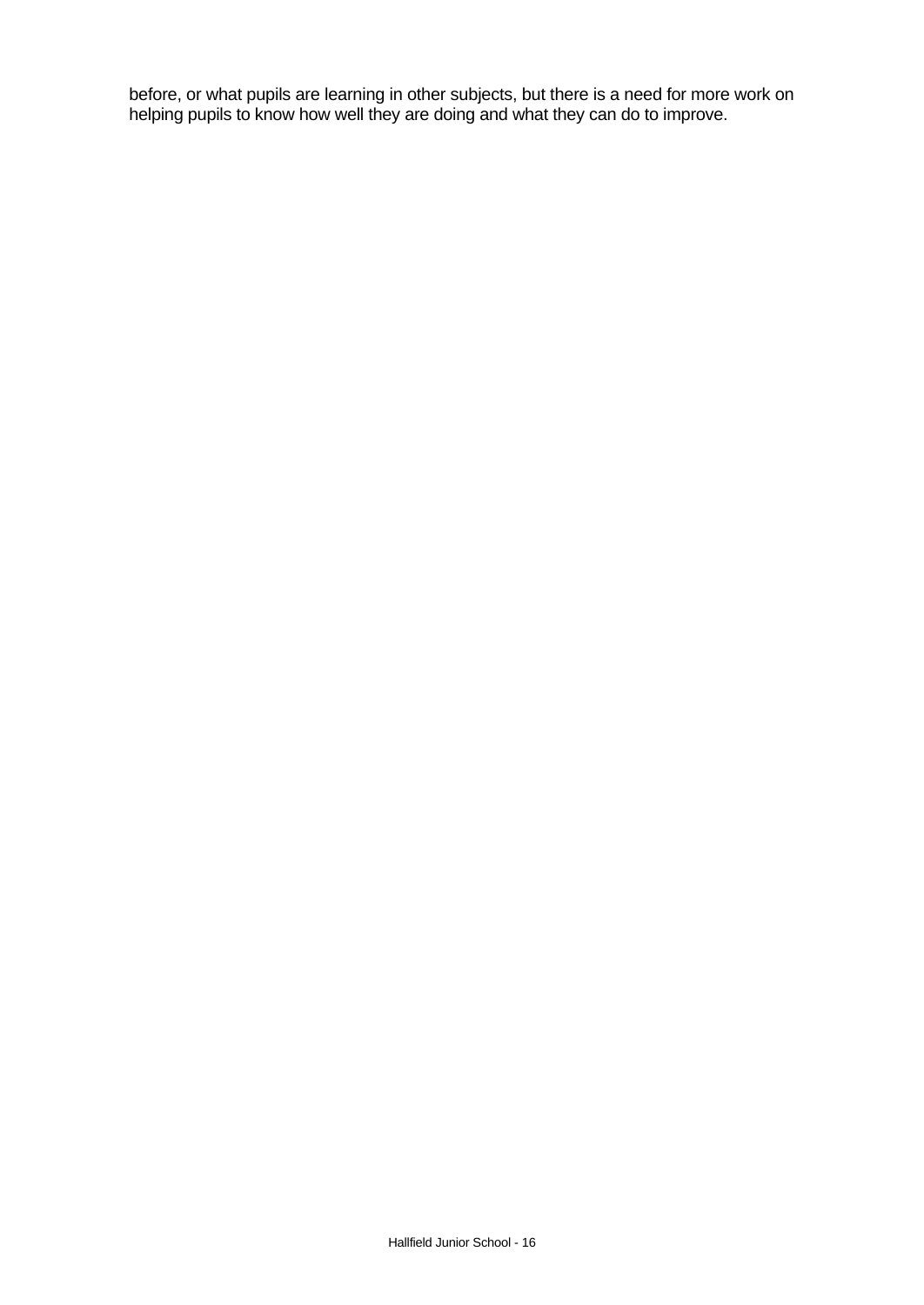before, or what pupils are learning in other subjects, but there is a need for more work on helping pupils to know how well they are doing and what they can do to improve.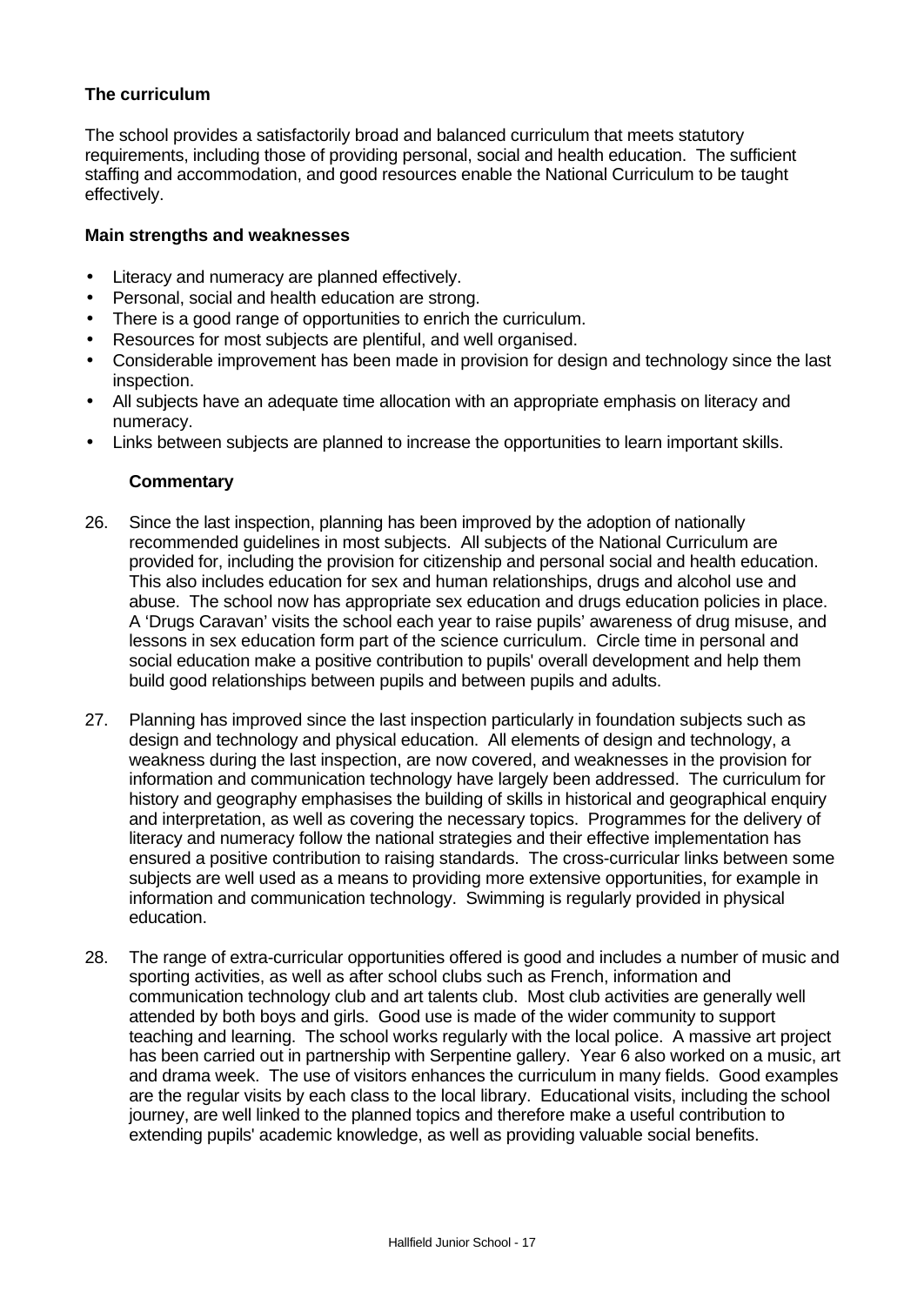### The curriculum

The school provides a satisfactorily broad and balanced curriculum that meets statutory requirements, including those of providing personal, social and health education. The sufficient staffing and accommodation, and good resources enable the National Curriculum to be taught effectively.

#### Main strengths and weaknesses

- Literacy and numeracy are planned effectively.
- Personal, social and health education are strong.
- There is a good range of opportunities to enrich the curriculum.
- Resources for most subjects are plentiful, and well organised.
- Considerable improvement has been made in provision for design and technology since the last inspection.
- All subjects have an adequate time allocation with an appropriate emphasis on literacy and numeracy.
- Links between subjects are planned to increase the opportunities to learn important skills.

#### Commentary

26. Since the last inspection, planning has been improved by the adoption of nationally recommended guidelines in most subjects. All subjects of the National Curriculum are provided for, including the provision for citizenship and personal social and health education. This also includes education for sex and human relationships, drugs and alcohol use and abuse. The school now has appropriate sex education and drugs education policies in place. A 'Drugs Caravan' visits the school each year to raise pupils' awareness of drug misuse, and lessons in sex education form part of the science curriculum. Circle time in personal and social education make a positive contribution to pupils' overall development and help them build good relationships between pupils and between pupils and adults.

27. Planning has improved since the last inspection particularly in foundation subjects such as design and technology and physical education. All elements of design and technology, a weakness during the last inspection, are now covered, and weaknesses in the provision for information and communication technology have largely been addressed. The curriculum for history and geography emphasises the building of skills in historical and geographical enquiry and interpretation, as well as covering the necessary topics. Programmes for the delivery of literacy and numeracy follow the national strategies and their effective implementation has ensured a positive contribution to raising standards. The cross-curricular links between some subjects are well used as a means to providing more extensive opportunities, for example in information and communication technology. Swimming is regularly provided in physical education.

28. The range of extra-curricular opportunities offered is good and includes a number of music and sporting activities, as well as after school clubs such as French, information and communication technology club and art talents club. Most club activities are generally well attended by both boys and girls. Good use is made of the wider community to support teaching and learning. The school works regularly with the local police. A massive art project has been carried out in partnership with Serpentine gallery. Year 6 also worked on a music, art and drama week. The use of visitors enhances the curriculum in many fields. Good examples are the regular visits by each class to the local library. Educational visits, including the school journey, are well linked to the planned topics and therefore make a useful contribution to extending pupils' academic knowledge, as well as providing valuable social benefits.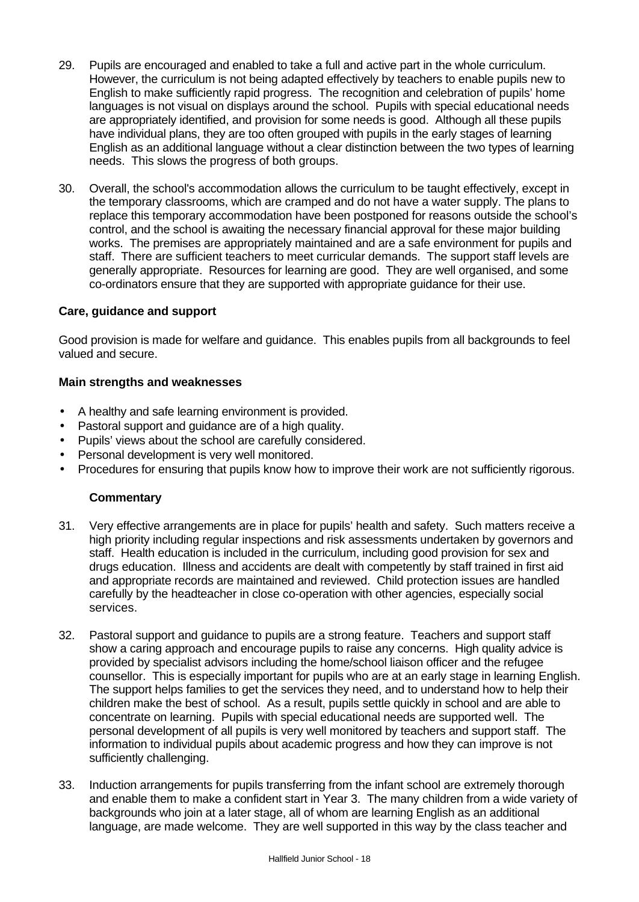29. Pupils are encouraged and enabled to take a full and active part in the whole curriculum. However, the curriculum is not being adapted effectively by teachers to enable pupils new to English to make sufficiently rapid progress. The recognition and celebration of pupils' home languages is not visual on displays around the school. Pupils with special educational needs are appropriately identified, and provision for some needs is good. Although all these pupils have individual plans, they are too often grouped with pupils in the early stages of learning English as an additional language without a clear distinction between the two types of learning needs. This slows the progress of both groups.

30. Overall, the school's accommodation allows the curriculum to be taught effectively, except in the temporary classrooms, which are cramped and do not have a water supply. The plans to replace this temporary accommodation have been postponed for reasons outside the school's control, and the school is awaiting the necessary financial approval for these major building works. The premises are appropriately maintained and are a safe environment for pupils and staff. There are sufficient teachers to meet curricular demands. The support staff levels are generally appropriate. Resources for learning are good. They are well organised, and some co-ordinators ensure that they are supported with appropriate guidance for their use.

**Care, guidance and support**

Good provision is made for welfare and guidance. This enables pupils from all backgrounds to feel valued and secure.

**Main strengths and weaknesses**

- A healthy and safe learning environment is provided.
- Pastoral support and guidance are of a high quality.
- Pupils' views about the school are carefully considered.
- Personal development is very well monitored.
- Procedures for ensuring that pupils know how to improve their work are not sufficiently rigorous.

**Commentary**

31. Very effective arrangements are in place for pupils' health and safety. Such matters receive a high priority including regular inspections and risk assessments undertaken by governors and staff. Health education is included in the curriculum, including good provision for sex and drugs education. Illness and accidents are dealt with competently by staff trained in first aid and appropriate records are maintained and reviewed. Child protection issues are handled carefully by the headteacher in close co-operation with other agencies, especially social services.

32. Pastoral support and guidance to pupils are a strong feature. Teachers and support staff show a caring approach and encourage pupils to raise any concerns. High quality advice is provided by specialist advisors including the home/school liaison officer and the refugee counsellor. This is especially important for pupils who are at an early stage in learning English. The support helps families to get the services they need, and to understand how to help their children make the best of school. As a result, pupils settle quickly in school and are able to concentrate on learning. Pupils with special educational needs are supported well. The personal development of all pupils is very well monitored by teachers and support staff. The information to individual pupils about academic progress and how they can improve is not sufficiently challenging.

33. Induction arrangements for pupils transferring from the infant school are extremely thorough and enable them to make a confident start in Year 3. The many children from a wide variety of backgrounds who join at a later stage, all of whom are learning English as an additional language, are made welcome. They are well supported in this way by the class teacher and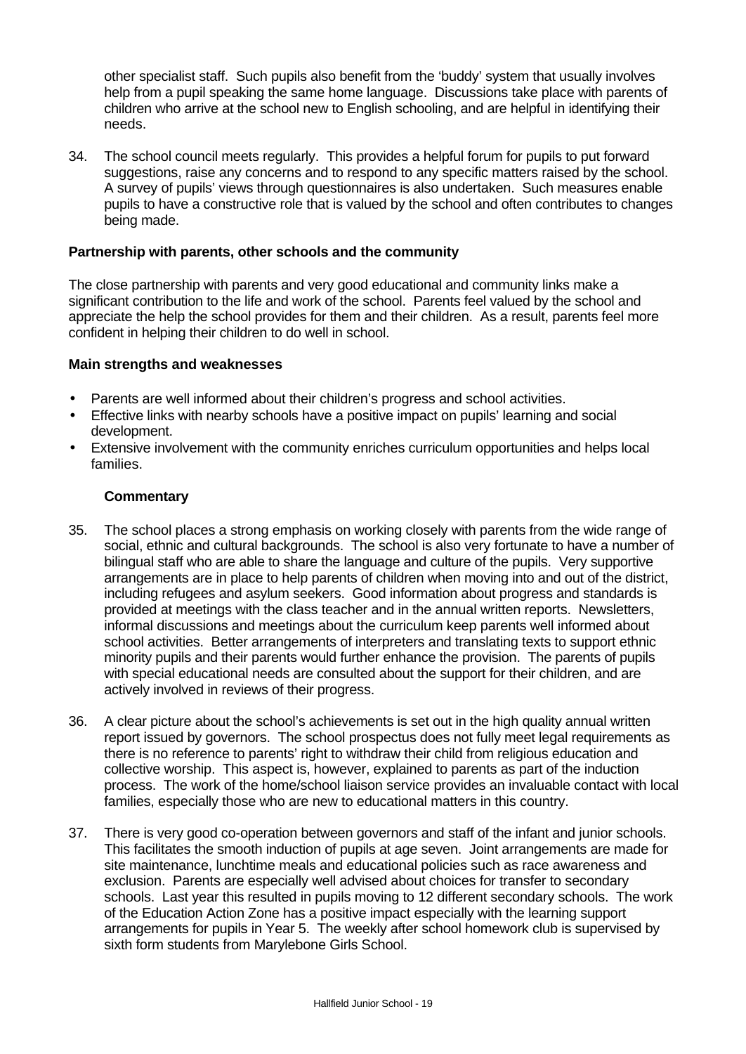other specialist staff. Such pupils also benefit from the 'buddy' system that usually involves help from a pupil speaking the same home language. Discussions take place with parents of children who arrive at the school new to English schooling, and are helpful in identifying their needs.

34. The school council meets regularly. This provides a helpful forum for pupils to put forward suggestions, raise any concerns and to respond to any specific matters raised by the school. A survey of pupils' views through questionnaires is also undertaken. Such measures enable pupils to have a constructive role that is valued by the school and often contributes to changes being made.

### Partnership with parents, other schools and the community

The close partnership with parents and very good educational and community links make a significant contribution to the life and work of the school. Parents feel valued by the school and appreciate the help the school provides for them and their children. As a result, parents feel more confident in helping their children to do well in school.

#### Main strengths and weaknesses

- Parents are well informed about their children's progress and school activities.
- Effective links with nearby schools have a positive impact on pupils' learning and social development.
- Extensive involvement with the community enriches curriculum opportunities and helps local families.

#### Commentary

35. The school places a strong emphasis on working closely with parents from the wide range of social, ethnic and cultural backgrounds. The school is also very fortunate to have a number of bilingual staff who are able to share the language and culture of the pupils. Very supportive arrangements are in place to help parents of children when moving into and out of the district, including refugees and asylum seekers. Good information about progress and standards is provided at meetings with the class teacher and in the annual written reports. Newsletters, informal discussions and meetings about the curriculum keep parents well informed about school activities. Better arrangements of interpreters and translating texts to support ethnic minority pupils and their parents would further enhance the provision. The parents of pupils with special educational needs are consulted about the support for their children, and are actively involved in reviews of their progress.

36. A clear picture about the school's achievements is set out in the high quality annual written report issued by governors. The school prospectus does not fully meet legal requirements as there is no reference to parents' right to withdraw their child from religious education and collective worship. This aspect is, however, explained to parents as part of the induction process. The work of the home/school liaison service provides an invaluable contact with local families, especially those who are new to educational matters in this country.

37. There is very good co-operation between governors and staff of the infant and junior schools. This facilitates the smooth induction of pupils at age seven. Joint arrangements are made for site maintenance, lunchtime meals and educational policies such as race awareness and exclusion. Parents are especially well advised about choices for transfer to secondary schools. Last year this resulted in pupils moving to 12 different secondary schools. The work of the Education Action Zone has a positive impact especially with the learning support arrangements for pupils in Year 5. The weekly after school homework club is supervised by sixth form students from Marylebone Girls School.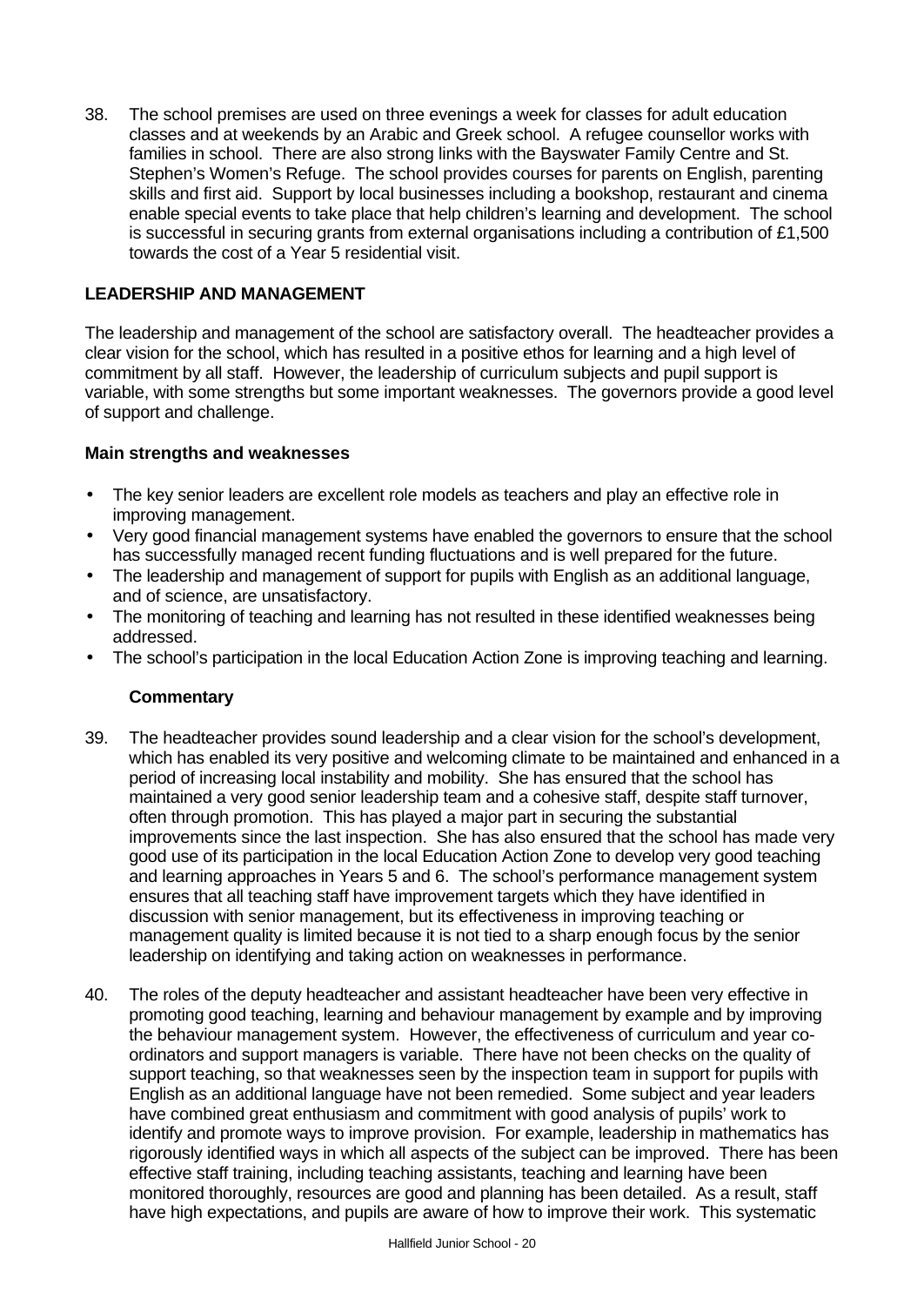38. The school premises are used on three evenings a week for classes for adult education classes and at weekends by an Arabic and Greek school. A refugee counsellor works with families in school. There are also strong links with the Bayswater Family Centre and St. Stephen's Women's Refuge. The school provides courses for parents on English, parenting skills and first aid. Support by local businesses including a bookshop, restaurant and cinema enable special events to take place that help children's learning and development. The school is successful in securing grants from external organisations including a contribution of £1,500 towards the cost of a Year 5 residential visit.

## LEADERSHIP AND MANAGEMENT

The leadership and management of the school are satisfactory overall. The headteacher provides a clear vision for the school, which has resulted in a positive ethos for learning and a high level of commitment by all staff. However, the leadership of curriculum subjects and pupil support is variable, with some strengths but some important weaknesses. The governors provide a good level of support and challenge.

### Main strengths and weaknesses

- The key senior leaders are excellent role models as teachers and play an effective role in improving management.
- Very good financial management systems have enabled the governors to ensure that the school has successfully managed recent funding fluctuations and is well prepared for the future.
- The leadership and management of support for pupils with English as an additional language, and of science, are unsatisfactory.
- The monitoring of teaching and learning has not resulted in these identified weaknesses being addressed.
- The school's participation in the local Education Action Zone is improving teaching and learning.

### Commentary

39. The headteacher provides sound leadership and a clear vision for the school's development, which has enabled its very positive and welcoming climate to be maintained and enhanced in a period of increasing local instability and mobility. She has ensured that the school has maintained a very good senior leadership team and a cohesive staff, despite staff turnover, often through promotion. This has played a major part in securing the substantial improvements since the last inspection. She has also ensured that the school has made very good use of its participation in the local Education Action Zone to develop very good teaching and learning approaches in Years 5 and 6. The school's performance management system ensures that all teaching staff have improvement targets which they have identified in discussion with senior management, but its effectiveness in improving teaching or management quality is limited because it is not tied to a sharp enough focus by the senior leadership on identifying and taking action on weaknesses in performance.

40. The roles of the deputy headteacher and assistant headteacher have been very effective in promoting good teaching, learning and behaviour management by example and by improving the behaviour management system. However, the effectiveness of curriculum and year co-ordinators and support managers is variable. There have not been checks on the quality of support teaching, so that weaknesses seen by the inspection team in support for pupils with English as an additional language have not been remedied. Some subject and year leaders have combined great enthusiasm and commitment with good analysis of pupils' work to identify and promote ways to improve provision. For example, leadership in mathematics has rigorously identified ways in which all aspects of the subject can be improved. There has been effective staff training, including teaching assistants, teaching and learning have been monitored thoroughly, resources are good and planning has been detailed. As a result, staff have high expectations, and pupils are aware of how to improve their work. This systematic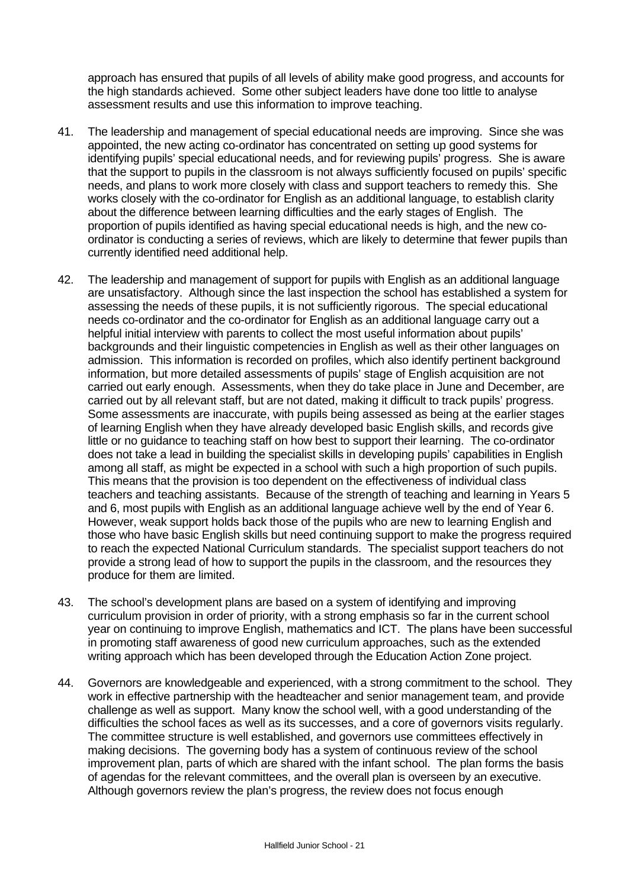approach has ensured that pupils of all levels of ability make good progress, and accounts for the high standards achieved. Some other subject leaders have done too little to analyse assessment results and use this information to improve teaching.

41. The leadership and management of special educational needs are improving. Since she was appointed, the new acting co-ordinator has concentrated on setting up good systems for identifying pupils' special educational needs, and for reviewing pupils' progress. She is aware that the support to pupils in the classroom is not always sufficiently focused on pupils' specific needs, and plans to work more closely with class and support teachers to remedy this. She works closely with the co-ordinator for English as an additional language, to establish clarity about the difference between learning difficulties and the early stages of English. The proportion of pupils identified as having special educational needs is high, and the new co-ordinator is conducting a series of reviews, which are likely to determine that fewer pupils than currently identified need additional help.

42. The leadership and management of support for pupils with English as an additional language are unsatisfactory. Although since the last inspection the school has established a system for assessing the needs of these pupils, it is not sufficiently rigorous. The special educational needs co-ordinator and the co-ordinator for English as an additional language carry out a helpful initial interview with parents to collect the most useful information about pupils' backgrounds and their linguistic competencies in English as well as their other languages on admission. This information is recorded on profiles, which also identify pertinent background information, but more detailed assessments of pupils' stage of English acquisition are not carried out early enough. Assessments, when they do take place in June and December, are carried out by all relevant staff, but are not dated, making it difficult to track pupils' progress. Some assessments are inaccurate, with pupils being assessed as being at the earlier stages of learning English when they have already developed basic English skills, and records give little or no guidance to teaching staff on how best to support their learning. The co-ordinator does not take a lead in building the specialist skills in developing pupils' capabilities in English among all staff, as might be expected in a school with such a high proportion of such pupils. This means that the provision is too dependent on the effectiveness of individual class teachers and teaching assistants. Because of the strength of teaching and learning in Years 5 and 6, most pupils with English as an additional language achieve well by the end of Year 6. However, weak support holds back those of the pupils who are new to learning English and those who have basic English skills but need continuing support to make the progress required to reach the expected National Curriculum standards. The specialist support teachers do not provide a strong lead of how to support the pupils in the classroom, and the resources they produce for them are limited.

43. The school's development plans are based on a system of identifying and improving curriculum provision in order of priority, with a strong emphasis so far in the current school year on continuing to improve English, mathematics and ICT. The plans have been successful in promoting staff awareness of good new curriculum approaches, such as the extended writing approach which has been developed through the Education Action Zone project.

44. Governors are knowledgeable and experienced, with a strong commitment to the school. They work in effective partnership with the headteacher and senior management team, and provide challenge as well as support. Many know the school well, with a good understanding of the difficulties the school faces as well as its successes, and a core of governors visits regularly. The committee structure is well established, and governors use committees effectively in making decisions. The governing body has a system of continuous review of the school improvement plan, parts of which are shared with the infant school. The plan forms the basis of agendas for the relevant committees, and the overall plan is overseen by an executive. Although governors review the plan's progress, the review does not focus enough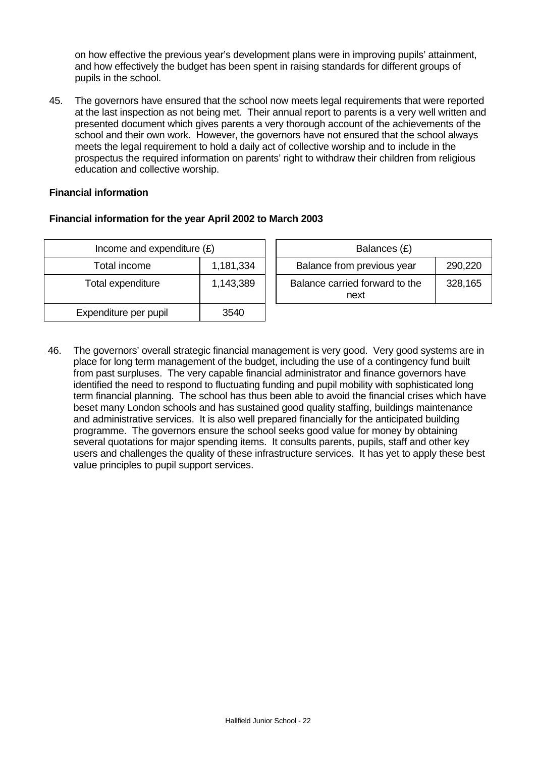on how effective the previous year's development plans were in improving pupils' attainment, and how effectively the budget has been spent in raising standards for different groups of pupils in the school.

45. The governors have ensured that the school now meets legal requirements that were reported at the last inspection as not being met. Their annual report to parents is a very well written and presented document which gives parents a very thorough account of the achievements of the school and their own work. However, the governors have not ensured that the school always meets the legal requirement to hold a daily act of collective worship and to include in the prospectus the required information on parents' right to withdraw their children from religious education and collective worship.

**Financial information**

**Financial information for the year April 2002 to March 2003**

| Income and expenditure (£) | |
|---|---|
| Total income | 1,181,334 |
| Total expenditure | 1,143,389 |
| Expenditure per pupil | 3540 |

| Balances (£) | |
|---|---|
| Balance from previous year | 290,220 |
| Balance carried forward to the next | 328,165 |

46. The governors' overall strategic financial management is very good. Very good systems are in place for long term management of the budget, including the use of a contingency fund built from past surpluses. The very capable financial administrator and finance governors have identified the need to respond to fluctuating funding and pupil mobility with sophisticated long term financial planning. The school has thus been able to avoid the financial crises which have beset many London schools and has sustained good quality staffing, buildings maintenance and administrative services. It is also well prepared financially for the anticipated building programme. The governors ensure the school seeks good value for money by obtaining several quotations for major spending items. It consults parents, pupils, staff and other key users and challenges the quality of these infrastructure services. It has yet to apply these best value principles to pupil support services.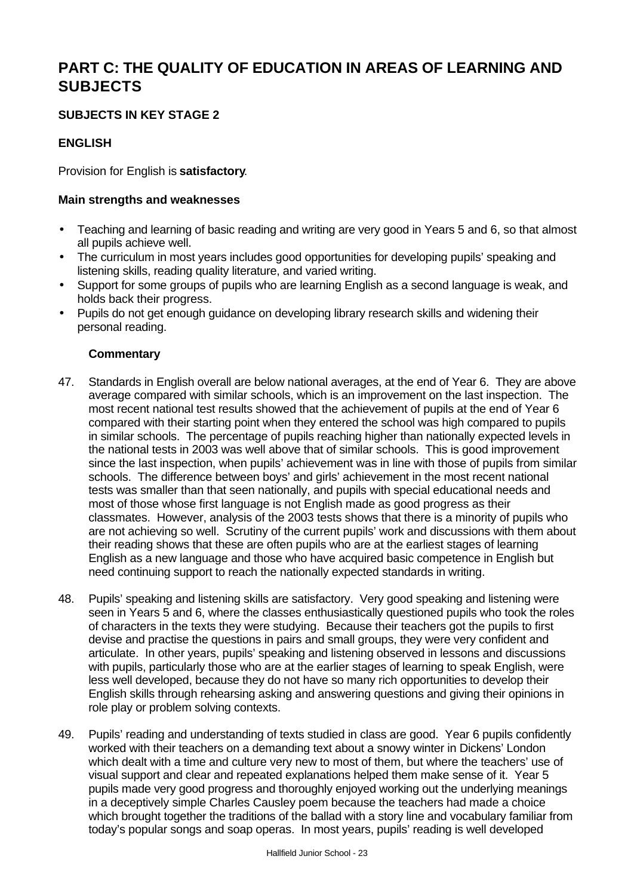# PART C: THE QUALITY OF EDUCATION IN AREAS OF LEARNING AND SUBJECTS

## SUBJECTS IN KEY STAGE 2

### ENGLISH

Provision for English is **satisfactory**.

#### Main strengths and weaknesses

- Teaching and learning of basic reading and writing are very good in Years 5 and 6, so that almost all pupils achieve well.
- The curriculum in most years includes good opportunities for developing pupils' speaking and listening skills, reading quality literature, and varied writing.
- Support for some groups of pupils who are learning English as a second language is weak, and holds back their progress.
- Pupils do not get enough guidance on developing library research skills and widening their personal reading.

**Commentary**

47. Standards in English overall are below national averages, at the end of Year 6. They are above average compared with similar schools, which is an improvement on the last inspection. The most recent national test results showed that the achievement of pupils at the end of Year 6 compared with their starting point when they entered the school was high compared to pupils in similar schools. The percentage of pupils reaching higher than nationally expected levels in the national tests in 2003 was well above that of similar schools. This is good improvement since the last inspection, when pupils' achievement was in line with those of pupils from similar schools. The difference between boys' and girls' achievement in the most recent national tests was smaller than that seen nationally, and pupils with special educational needs and most of those whose first language is not English made as good progress as their classmates. However, analysis of the 2003 tests shows that there is a minority of pupils who are not achieving so well. Scrutiny of the current pupils' work and discussions with them about their reading shows that these are often pupils who are at the earliest stages of learning English as a new language and those who have acquired basic competence in English but need continuing support to reach the nationally expected standards in writing.

48. Pupils' speaking and listening skills are satisfactory. Very good speaking and listening were seen in Years 5 and 6, where the classes enthusiastically questioned pupils who took the roles of characters in the texts they were studying. Because their teachers got the pupils to first devise and practise the questions in pairs and small groups, they were very confident and articulate. In other years, pupils' speaking and listening observed in lessons and discussions with pupils, particularly those who are at the earlier stages of learning to speak English, were less well developed, because they do not have so many rich opportunities to develop their English skills through rehearsing asking and answering questions and giving their opinions in role play or problem solving contexts.

49. Pupils' reading and understanding of texts studied in class are good. Year 6 pupils confidently worked with their teachers on a demanding text about a snowy winter in Dickens' London which dealt with a time and culture very new to most of them, but where the teachers' use of visual support and clear and repeated explanations helped them make sense of it. Year 5 pupils made very good progress and thoroughly enjoyed working out the underlying meanings in a deceptively simple Charles Causley poem because the teachers had made a choice which brought together the traditions of the ballad with a story line and vocabulary familiar from today's popular songs and soap operas. In most years, pupils' reading is well developed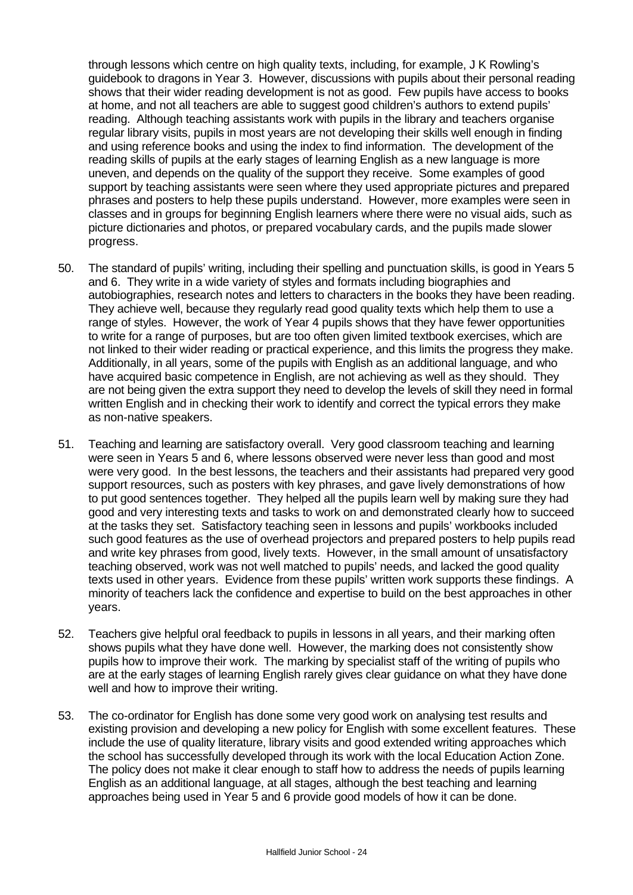through lessons which centre on high quality texts, including, for example, J K Rowling's guidebook to dragons in Year 3. However, discussions with pupils about their personal reading shows that their wider reading development is not as good. Few pupils have access to books at home, and not all teachers are able to suggest good children's authors to extend pupils' reading. Although teaching assistants work with pupils in the library and teachers organise regular library visits, pupils in most years are not developing their skills well enough in finding and using reference books and using the index to find information. The development of the reading skills of pupils at the early stages of learning English as a new language is more uneven, and depends on the quality of the support they receive. Some examples of good support by teaching assistants were seen where they used appropriate pictures and prepared phrases and posters to help these pupils understand. However, more examples were seen in classes and in groups for beginning English learners where there were no visual aids, such as picture dictionaries and photos, or prepared vocabulary cards, and the pupils made slower progress.

50. The standard of pupils' writing, including their spelling and punctuation skills, is good in Years 5 and 6. They write in a wide variety of styles and formats including biographies and autobiographies, research notes and letters to characters in the books they have been reading. They achieve well, because they regularly read good quality texts which help them to use a range of styles. However, the work of Year 4 pupils shows that they have fewer opportunities to write for a range of purposes, but are too often given limited textbook exercises, which are not linked to their wider reading or practical experience, and this limits the progress they make. Additionally, in all years, some of the pupils with English as an additional language, and who have acquired basic competence in English, are not achieving as well as they should. They are not being given the extra support they need to develop the levels of skill they need in formal written English and in checking their work to identify and correct the typical errors they make as non-native speakers.

51. Teaching and learning are satisfactory overall. Very good classroom teaching and learning were seen in Years 5 and 6, where lessons observed were never less than good and most were very good. In the best lessons, the teachers and their assistants had prepared very good support resources, such as posters with key phrases, and gave lively demonstrations of how to put good sentences together. They helped all the pupils learn well by making sure they had good and very interesting texts and tasks to work on and demonstrated clearly how to succeed at the tasks they set. Satisfactory teaching seen in lessons and pupils' workbooks included such good features as the use of overhead projectors and prepared posters to help pupils read and write key phrases from good, lively texts. However, in the small amount of unsatisfactory teaching observed, work was not well matched to pupils' needs, and lacked the good quality texts used in other years. Evidence from these pupils' written work supports these findings. A minority of teachers lack the confidence and expertise to build on the best approaches in other years.

52. Teachers give helpful oral feedback to pupils in lessons in all years, and their marking often shows pupils what they have done well. However, the marking does not consistently show pupils how to improve their work. The marking by specialist staff of the writing of pupils who are at the early stages of learning English rarely gives clear guidance on what they have done well and how to improve their writing.

53. The co-ordinator for English has done some very good work on analysing test results and existing provision and developing a new policy for English with some excellent features. These include the use of quality literature, library visits and good extended writing approaches which the school has successfully developed through its work with the local Education Action Zone. The policy does not make it clear enough to staff how to address the needs of pupils learning English as an additional language, at all stages, although the best teaching and learning approaches being used in Year 5 and 6 provide good models of how it can be done.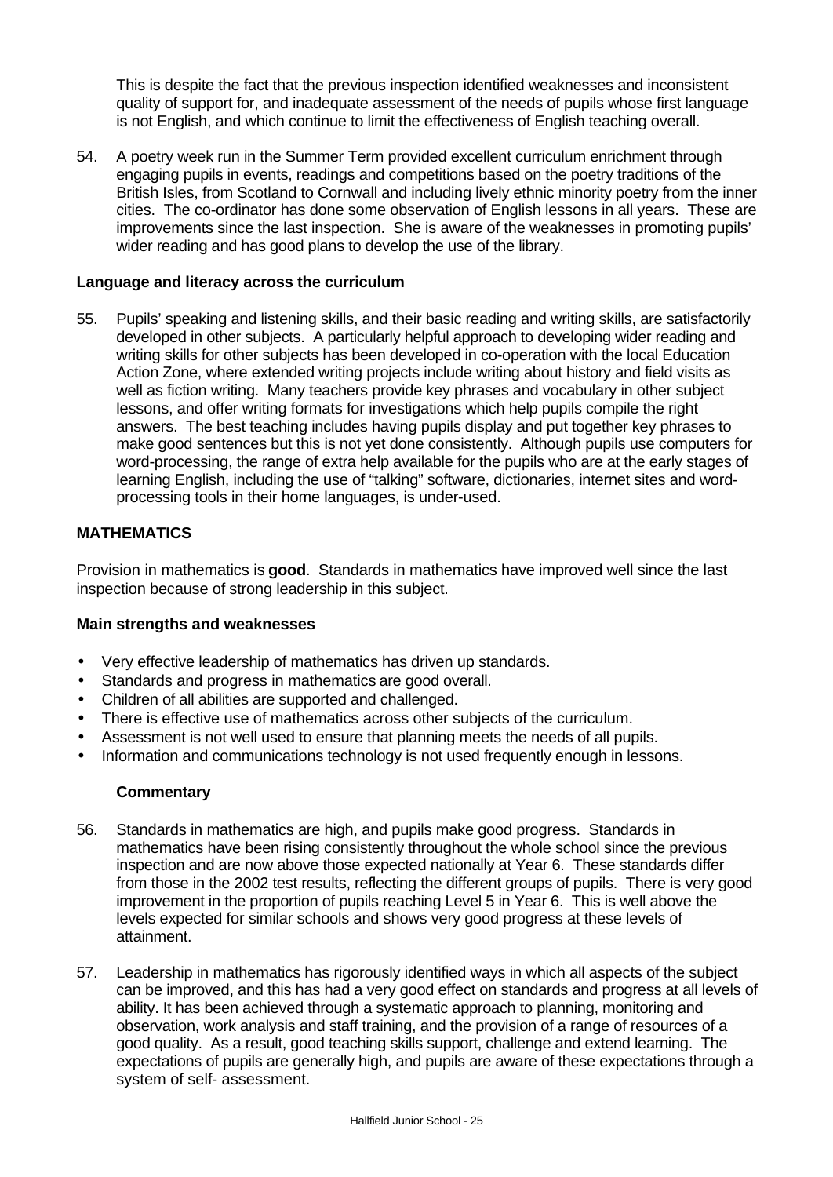This is despite the fact that the previous inspection identified weaknesses and inconsistent quality of support for, and inadequate assessment of the needs of pupils whose first language is not English, and which continue to limit the effectiveness of English teaching overall.

54. A poetry week run in the Summer Term provided excellent curriculum enrichment through engaging pupils in events, readings and competitions based on the poetry traditions of the British Isles, from Scotland to Cornwall and including lively ethnic minority poetry from the inner cities. The co-ordinator has done some observation of English lessons in all years. These are improvements since the last inspection. She is aware of the weaknesses in promoting pupils' wider reading and has good plans to develop the use of the library.

**Language and literacy across the curriculum**

55. Pupils' speaking and listening skills, and their basic reading and writing skills, are satisfactorily developed in other subjects. A particularly helpful approach to developing wider reading and writing skills for other subjects has been developed in co-operation with the local Education Action Zone, where extended writing projects include writing about history and field visits as well as fiction writing. Many teachers provide key phrases and vocabulary in other subject lessons, and offer writing formats for investigations which help pupils compile the right answers. The best teaching includes having pupils display and put together key phrases to make good sentences but this is not yet done consistently. Although pupils use computers for word-processing, the range of extra help available for the pupils who are at the early stages of learning English, including the use of "talking" software, dictionaries, internet sites and word-processing tools in their home languages, is under-used.

## MATHEMATICS

Provision in mathematics is **good**. Standards in mathematics have improved well since the last inspection because of strong leadership in this subject.

**Main strengths and weaknesses**

- Very effective leadership of mathematics has driven up standards.
- Standards and progress in mathematics are good overall.
- Children of all abilities are supported and challenged.
- There is effective use of mathematics across other subjects of the curriculum.
- Assessment is not well used to ensure that planning meets the needs of all pupils.
- Information and communications technology is not used frequently enough in lessons.

**Commentary**

56. Standards in mathematics are high, and pupils make good progress. Standards in mathematics have been rising consistently throughout the whole school since the previous inspection and are now above those expected nationally at Year 6. These standards differ from those in the 2002 test results, reflecting the different groups of pupils. There is very good improvement in the proportion of pupils reaching Level 5 in Year 6. This is well above the levels expected for similar schools and shows very good progress at these levels of attainment.

57. Leadership in mathematics has rigorously identified ways in which all aspects of the subject can be improved, and this has had a very good effect on standards and progress at all levels of ability. It has been achieved through a systematic approach to planning, monitoring and observation, work analysis and staff training, and the provision of a range of resources of a good quality. As a result, good teaching skills support, challenge and extend learning. The expectations of pupils are generally high, and pupils are aware of these expectations through a system of self- assessment.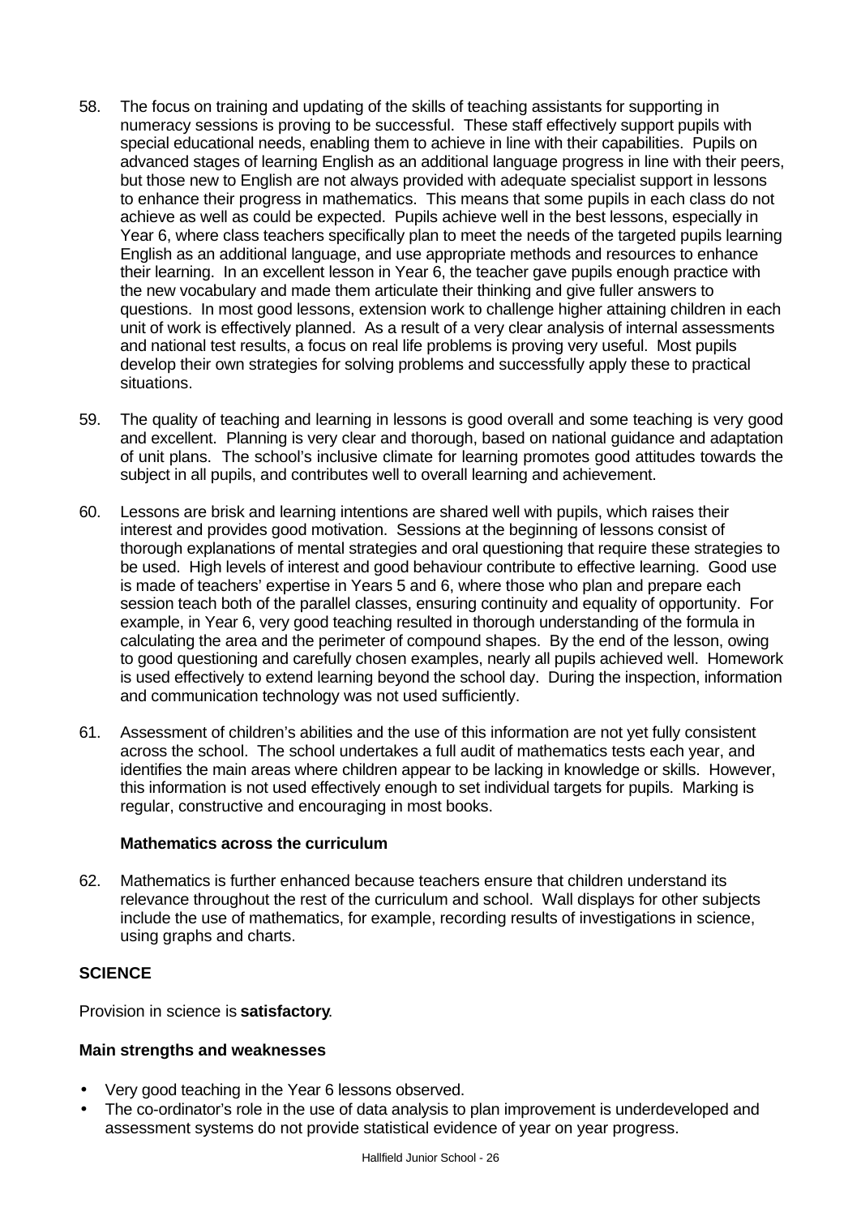58. The focus on training and updating of the skills of teaching assistants for supporting in numeracy sessions is proving to be successful. These staff effectively support pupils with special educational needs, enabling them to achieve in line with their capabilities. Pupils on advanced stages of learning English as an additional language progress in line with their peers, but those new to English are not always provided with adequate specialist support in lessons to enhance their progress in mathematics. This means that some pupils in each class do not achieve as well as could be expected. Pupils achieve well in the best lessons, especially in Year 6, where class teachers specifically plan to meet the needs of the targeted pupils learning English as an additional language, and use appropriate methods and resources to enhance their learning. In an excellent lesson in Year 6, the teacher gave pupils enough practice with the new vocabulary and made them articulate their thinking and give fuller answers to questions. In most good lessons, extension work to challenge higher attaining children in each unit of work is effectively planned. As a result of a very clear analysis of internal assessments and national test results, a focus on real life problems is proving very useful. Most pupils develop their own strategies for solving problems and successfully apply these to practical situations.

59. The quality of teaching and learning in lessons is good overall and some teaching is very good and excellent. Planning is very clear and thorough, based on national guidance and adaptation of unit plans. The school's inclusive climate for learning promotes good attitudes towards the subject in all pupils, and contributes well to overall learning and achievement.

60. Lessons are brisk and learning intentions are shared well with pupils, which raises their interest and provides good motivation. Sessions at the beginning of lessons consist of thorough explanations of mental strategies and oral questioning that require these strategies to be used. High levels of interest and good behaviour contribute to effective learning. Good use is made of teachers' expertise in Years 5 and 6, where those who plan and prepare each session teach both of the parallel classes, ensuring continuity and equality of opportunity. For example, in Year 6, very good teaching resulted in thorough understanding of the formula in calculating the area and the perimeter of compound shapes. By the end of the lesson, owing to good questioning and carefully chosen examples, nearly all pupils achieved well. Homework is used effectively to extend learning beyond the school day. During the inspection, information and communication technology was not used sufficiently.

61. Assessment of children's abilities and the use of this information are not yet fully consistent across the school. The school undertakes a full audit of mathematics tests each year, and identifies the main areas where children appear to be lacking in knowledge or skills. However, this information is not used effectively enough to set individual targets for pupils. Marking is regular, constructive and encouraging in most books.

**Mathematics across the curriculum**

62. Mathematics is further enhanced because teachers ensure that children understand its relevance throughout the rest of the curriculum and school. Wall displays for other subjects include the use of mathematics, for example, recording results of investigations in science, using graphs and charts.

## SCIENCE

Provision in science is **satisfactory**.

**Main strengths and weaknesses**

- Very good teaching in the Year 6 lessons observed.
- The co-ordinator's role in the use of data analysis to plan improvement is underdeveloped and assessment systems do not provide statistical evidence of year on year progress.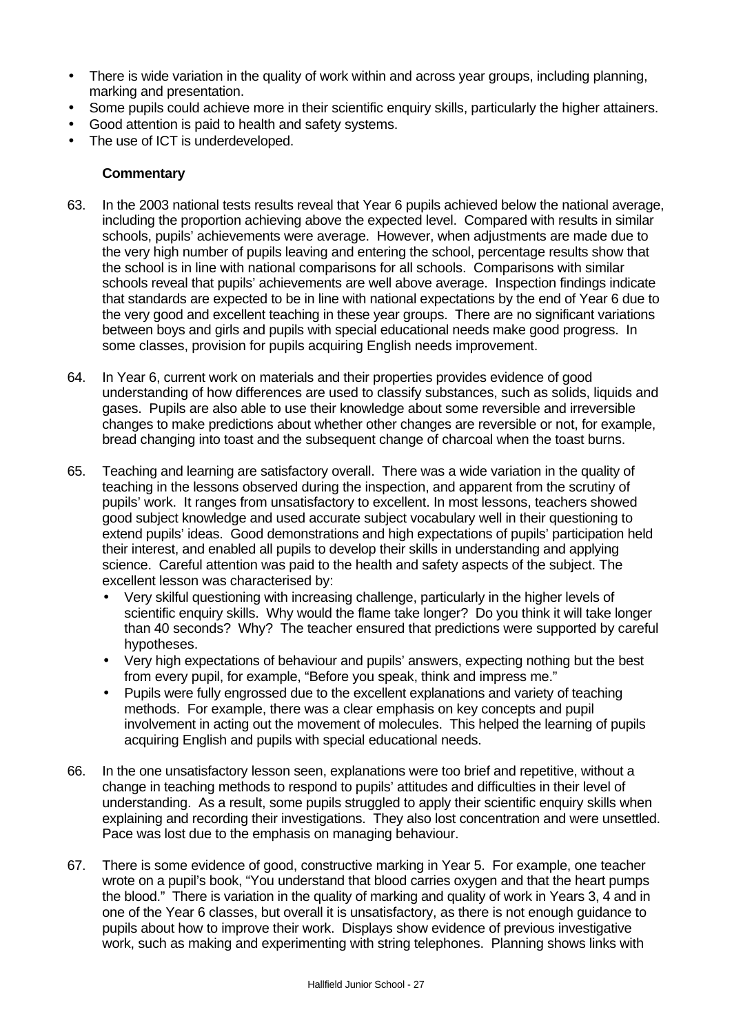- There is wide variation in the quality of work within and across year groups, including planning, marking and presentation.
- Some pupils could achieve more in their scientific enquiry skills, particularly the higher attainers.
- Good attention is paid to health and safety systems.
- The use of ICT is underdeveloped.

**Commentary**

63. In the 2003 national tests results reveal that Year 6 pupils achieved below the national average, including the proportion achieving above the expected level. Compared with results in similar schools, pupils' achievements were average. However, when adjustments are made due to the very high number of pupils leaving and entering the school, percentage results show that the school is in line with national comparisons for all schools. Comparisons with similar schools reveal that pupils' achievements are well above average. Inspection findings indicate that standards are expected to be in line with national expectations by the end of Year 6 due to the very good and excellent teaching in these year groups. There are no significant variations between boys and girls and pupils with special educational needs make good progress. In some classes, provision for pupils acquiring English needs improvement.

64. In Year 6, current work on materials and their properties provides evidence of good understanding of how differences are used to classify substances, such as solids, liquids and gases. Pupils are also able to use their knowledge about some reversible and irreversible changes to make predictions about whether other changes are reversible or not, for example, bread changing into toast and the subsequent change of charcoal when the toast burns.

65. Teaching and learning are satisfactory overall. There was a wide variation in the quality of teaching in the lessons observed during the inspection, and apparent from the scrutiny of pupils' work. It ranges from unsatisfactory to excellent. In most lessons, teachers showed good subject knowledge and used accurate subject vocabulary well in their questioning to extend pupils' ideas. Good demonstrations and high expectations of pupils' participation held their interest, and enabled all pupils to develop their skills in understanding and applying science. Careful attention was paid to the health and safety aspects of the subject. The excellent lesson was characterised by:
    - Very skilful questioning with increasing challenge, particularly in the higher levels of scientific enquiry skills. Why would the flame take longer? Do you think it will take longer than 40 seconds? Why? The teacher ensured that predictions were supported by careful hypotheses.
    - Very high expectations of behaviour and pupils' answers, expecting nothing but the best from every pupil, for example, "Before you speak, think and impress me."
    - Pupils were fully engrossed due to the excellent explanations and variety of teaching methods. For example, there was a clear emphasis on key concepts and pupil involvement in acting out the movement of molecules. This helped the learning of pupils acquiring English and pupils with special educational needs.

66. In the one unsatisfactory lesson seen, explanations were too brief and repetitive, without a change in teaching methods to respond to pupils' attitudes and difficulties in their level of understanding. As a result, some pupils struggled to apply their scientific enquiry skills when explaining and recording their investigations. They also lost concentration and were unsettled. Pace was lost due to the emphasis on managing behaviour.

67. There is some evidence of good, constructive marking in Year 5. For example, one teacher wrote on a pupil's book, "You understand that blood carries oxygen and that the heart pumps the blood." There is variation in the quality of marking and quality of work in Years 3, 4 and in one of the Year 6 classes, but overall it is unsatisfactory, as there is not enough guidance to pupils about how to improve their work. Displays show evidence of previous investigative work, such as making and experimenting with string telephones. Planning shows links with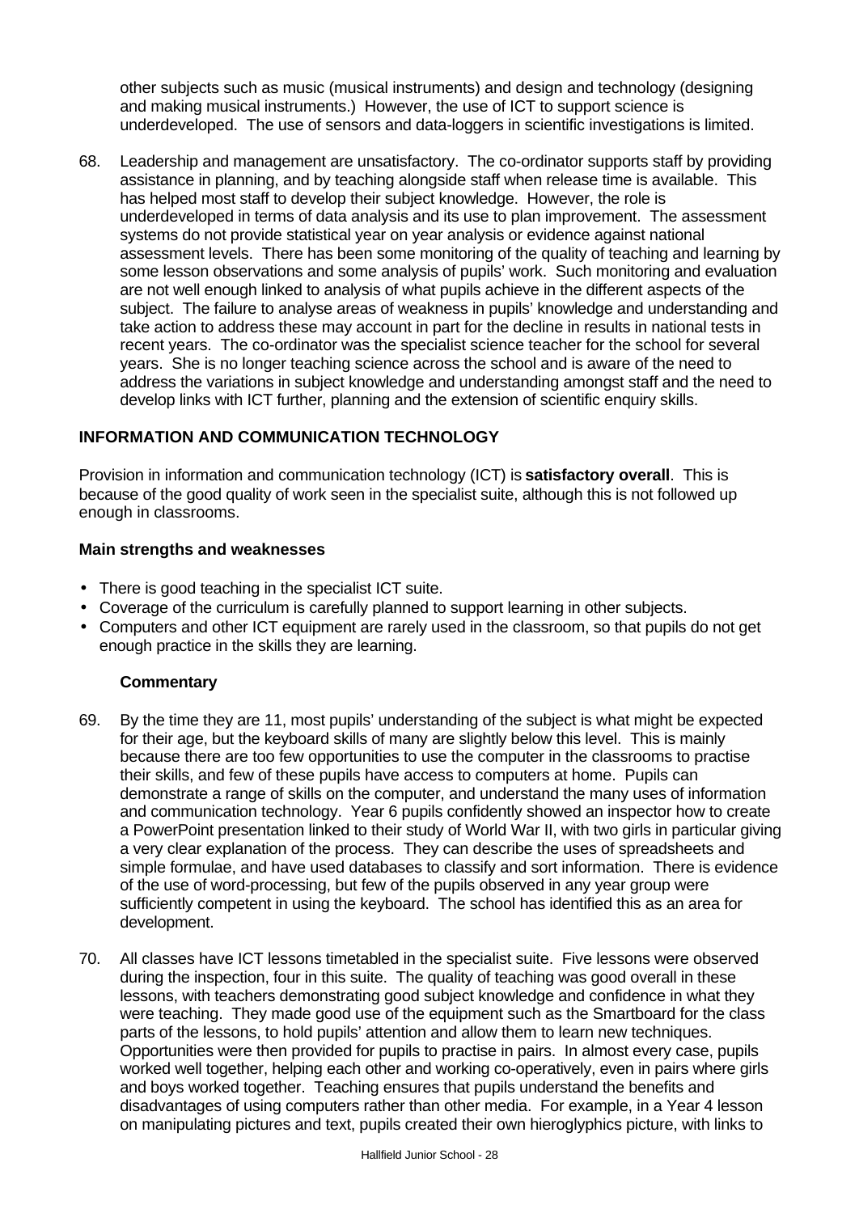other subjects such as music (musical instruments) and design and technology (designing and making musical instruments.) However, the use of ICT to support science is underdeveloped. The use of sensors and data-loggers in scientific investigations is limited.

68. Leadership and management are unsatisfactory. The co-ordinator supports staff by providing assistance in planning, and by teaching alongside staff when release time is available. This has helped most staff to develop their subject knowledge. However, the role is underdeveloped in terms of data analysis and its use to plan improvement. The assessment systems do not provide statistical year on year analysis or evidence against national assessment levels. There has been some monitoring of the quality of teaching and learning by some lesson observations and some analysis of pupils' work. Such monitoring and evaluation are not well enough linked to analysis of what pupils achieve in the different aspects of the subject. The failure to analyse areas of weakness in pupils' knowledge and understanding and take action to address these may account in part for the decline in results in national tests in recent years. The co-ordinator was the specialist science teacher for the school for several years. She is no longer teaching science across the school and is aware of the need to address the variations in subject knowledge and understanding amongst staff and the need to develop links with ICT further, planning and the extension of scientific enquiry skills.

## INFORMATION AND COMMUNICATION TECHNOLOGY

Provision in information and communication technology (ICT) is **satisfactory overall**. This is because of the good quality of work seen in the specialist suite, although this is not followed up enough in classrooms.

### Main strengths and weaknesses

- There is good teaching in the specialist ICT suite.
- Coverage of the curriculum is carefully planned to support learning in other subjects.
- Computers and other ICT equipment are rarely used in the classroom, so that pupils do not get enough practice in the skills they are learning.

### Commentary

69. By the time they are 11, most pupils' understanding of the subject is what might be expected for their age, but the keyboard skills of many are slightly below this level. This is mainly because there are too few opportunities to use the computer in the classrooms to practise their skills, and few of these pupils have access to computers at home. Pupils can demonstrate a range of skills on the computer, and understand the many uses of information and communication technology. Year 6 pupils confidently showed an inspector how to create a PowerPoint presentation linked to their study of World War II, with two girls in particular giving a very clear explanation of the process. They can describe the uses of spreadsheets and simple formulae, and have used databases to classify and sort information. There is evidence of the use of word-processing, but few of the pupils observed in any year group were sufficiently competent in using the keyboard. The school has identified this as an area for development.

70. All classes have ICT lessons timetabled in the specialist suite. Five lessons were observed during the inspection, four in this suite. The quality of teaching was good overall in these lessons, with teachers demonstrating good subject knowledge and confidence in what they were teaching. They made good use of the equipment such as the Smartboard for the class parts of the lessons, to hold pupils' attention and allow them to learn new techniques. Opportunities were then provided for pupils to practise in pairs. In almost every case, pupils worked well together, helping each other and working co-operatively, even in pairs where girls and boys worked together. Teaching ensures that pupils understand the benefits and disadvantages of using computers rather than other media. For example, in a Year 4 lesson on manipulating pictures and text, pupils created their own hieroglyphics picture, with links to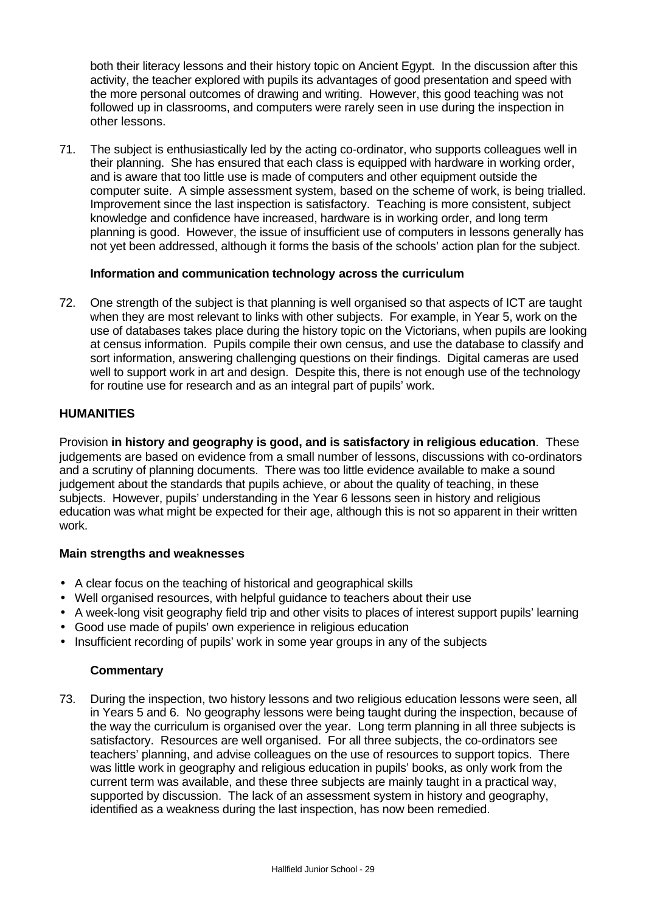both their literacy lessons and their history topic on Ancient Egypt. In the discussion after this activity, the teacher explored with pupils its advantages of good presentation and speed with the more personal outcomes of drawing and writing. However, this good teaching was not followed up in classrooms, and computers were rarely seen in use during the inspection in other lessons.

71. The subject is enthusiastically led by the acting co-ordinator, who supports colleagues well in their planning. She has ensured that each class is equipped with hardware in working order, and is aware that too little use is made of computers and other equipment outside the computer suite. A simple assessment system, based on the scheme of work, is being trialled. Improvement since the last inspection is satisfactory. Teaching is more consistent, subject knowledge and confidence have increased, hardware is in working order, and long term planning is good. However, the issue of insufficient use of computers in lessons generally has not yet been addressed, although it forms the basis of the schools' action plan for the subject.

### Information and communication technology across the curriculum

72. One strength of the subject is that planning is well organised so that aspects of ICT are taught when they are most relevant to links with other subjects. For example, in Year 5, work on the use of databases takes place during the history topic on the Victorians, when pupils are looking at census information. Pupils compile their own census, and use the database to classify and sort information, answering challenging questions on their findings. Digital cameras are used well to support work in art and design. Despite this, there is not enough use of the technology for routine use for research and as an integral part of pupils' work.

## HUMANITIES

Provision **in history and geography is good, and is satisfactory in religious education**. These judgements are based on evidence from a small number of lessons, discussions with co-ordinators and a scrutiny of planning documents. There was too little evidence available to make a sound judgement about the standards that pupils achieve, or about the quality of teaching, in these subjects. However, pupils' understanding in the Year 6 lessons seen in history and religious education was what might be expected for their age, although this is not so apparent in their written work.

### Main strengths and weaknesses

- A clear focus on the teaching of historical and geographical skills
- Well organised resources, with helpful guidance to teachers about their use
- A week-long visit geography field trip and other visits to places of interest support pupils' learning
- Good use made of pupils' own experience in religious education
- Insufficient recording of pupils' work in some year groups in any of the subjects

### Commentary

73. During the inspection, two history lessons and two religious education lessons were seen, all in Years 5 and 6. No geography lessons were being taught during the inspection, because of the way the curriculum is organised over the year. Long term planning in all three subjects is satisfactory. Resources are well organised. For all three subjects, the co-ordinators see teachers' planning, and advise colleagues on the use of resources to support topics. There was little work in geography and religious education in pupils' books, as only work from the current term was available, and these three subjects are mainly taught in a practical way, supported by discussion. The lack of an assessment system in history and geography, identified as a weakness during the last inspection, has now been remedied.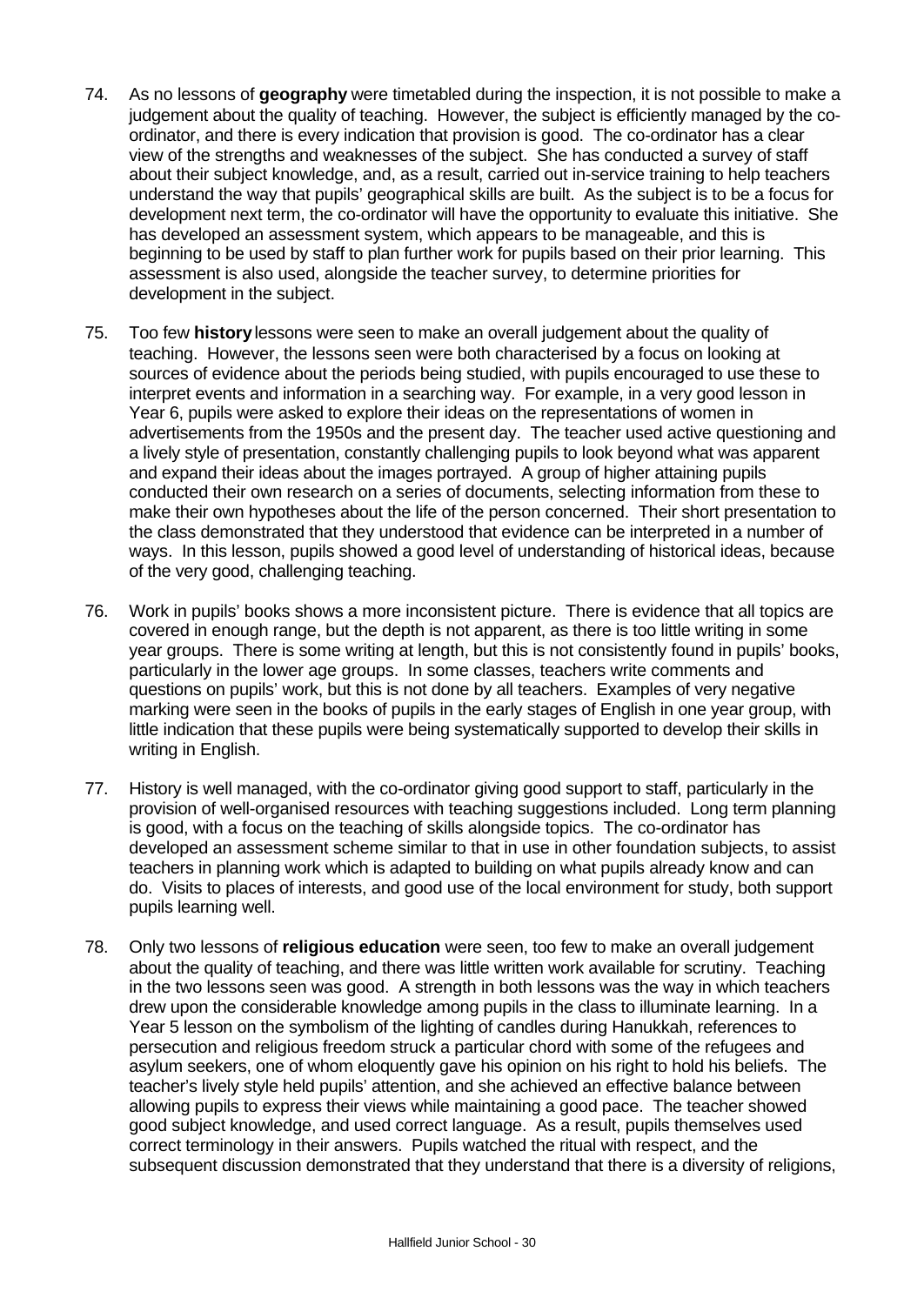74. As no lessons of **geography** were timetabled during the inspection, it is not possible to make a judgement about the quality of teaching. However, the subject is efficiently managed by the co-ordinator, and there is every indication that provision is good. The co-ordinator has a clear view of the strengths and weaknesses of the subject. She has conducted a survey of staff about their subject knowledge, and, as a result, carried out in-service training to help teachers understand the way that pupils' geographical skills are built. As the subject is to be a focus for development next term, the co-ordinator will have the opportunity to evaluate this initiative. She has developed an assessment system, which appears to be manageable, and this is beginning to be used by staff to plan further work for pupils based on their prior learning. This assessment is also used, alongside the teacher survey, to determine priorities for development in the subject.

75. Too few **history** lessons were seen to make an overall judgement about the quality of teaching. However, the lessons seen were both characterised by a focus on looking at sources of evidence about the periods being studied, with pupils encouraged to use these to interpret events and information in a searching way. For example, in a very good lesson in Year 6, pupils were asked to explore their ideas on the representations of women in advertisements from the 1950s and the present day. The teacher used active questioning and a lively style of presentation, constantly challenging pupils to look beyond what was apparent and expand their ideas about the images portrayed. A group of higher attaining pupils conducted their own research on a series of documents, selecting information from these to make their own hypotheses about the life of the person concerned. Their short presentation to the class demonstrated that they understood that evidence can be interpreted in a number of ways. In this lesson, pupils showed a good level of understanding of historical ideas, because of the very good, challenging teaching.

76. Work in pupils' books shows a more inconsistent picture. There is evidence that all topics are covered in enough range, but the depth is not apparent, as there is too little writing in some year groups. There is some writing at length, but this is not consistently found in pupils' books, particularly in the lower age groups. In some classes, teachers write comments and questions on pupils' work, but this is not done by all teachers. Examples of very negative marking were seen in the books of pupils in the early stages of English in one year group, with little indication that these pupils were being systematically supported to develop their skills in writing in English.

77. History is well managed, with the co-ordinator giving good support to staff, particularly in the provision of well-organised resources with teaching suggestions included. Long term planning is good, with a focus on the teaching of skills alongside topics. The co-ordinator has developed an assessment scheme similar to that in use in other foundation subjects, to assist teachers in planning work which is adapted to building on what pupils already know and can do. Visits to places of interests, and good use of the local environment for study, both support pupils learning well.

78. Only two lessons of **religious education** were seen, too few to make an overall judgement about the quality of teaching, and there was little written work available for scrutiny. Teaching in the two lessons seen was good. A strength in both lessons was the way in which teachers drew upon the considerable knowledge among pupils in the class to illuminate learning. In a Year 5 lesson on the symbolism of the lighting of candles during Hanukkah, references to persecution and religious freedom struck a particular chord with some of the refugees and asylum seekers, one of whom eloquently gave his opinion on his right to hold his beliefs. The teacher's lively style held pupils' attention, and she achieved an effective balance between allowing pupils to express their views while maintaining a good pace. The teacher showed good subject knowledge, and used correct language. As a result, pupils themselves used correct terminology in their answers. Pupils watched the ritual with respect, and the subsequent discussion demonstrated that they understand that there is a diversity of religions,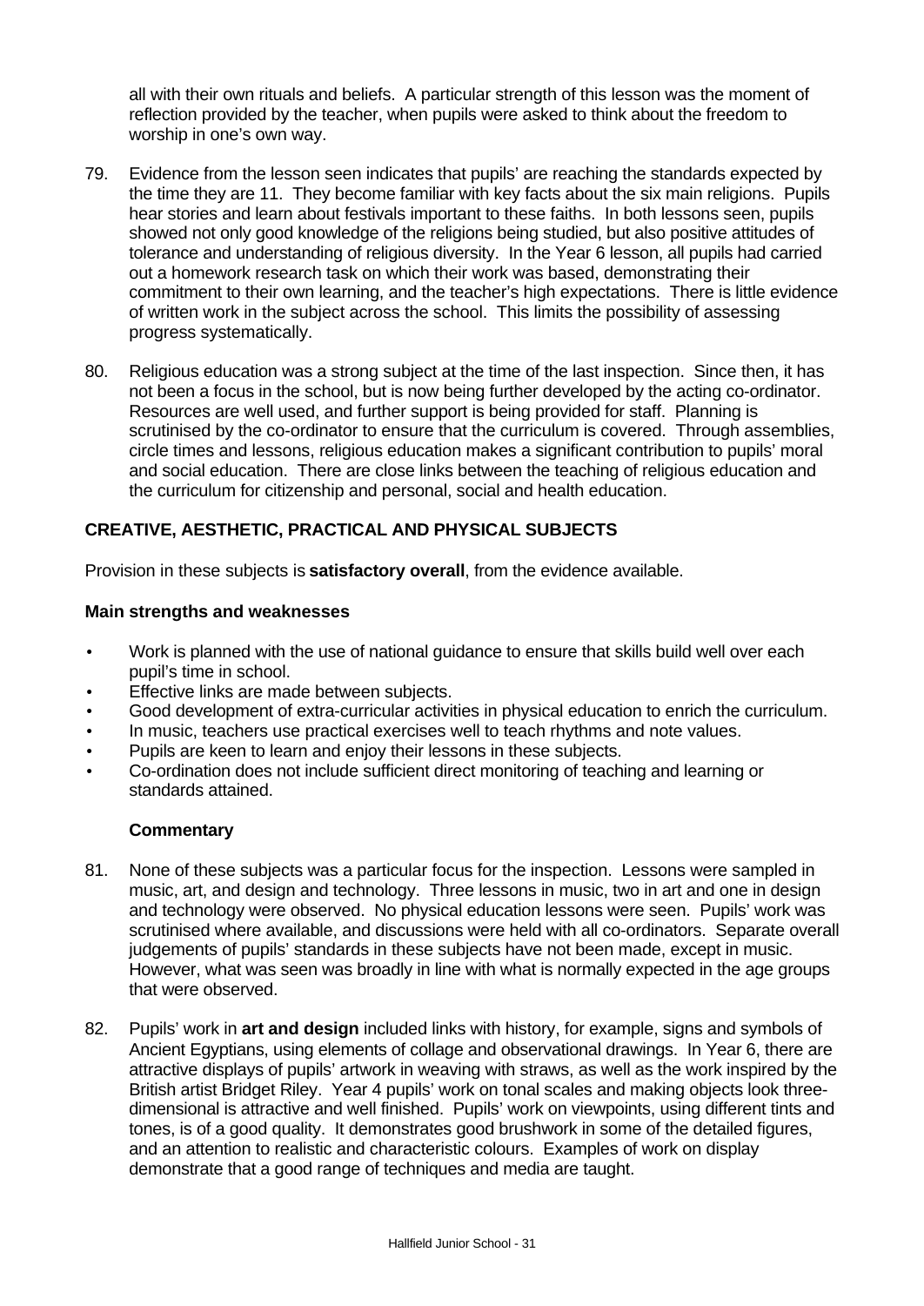all with their own rituals and beliefs. A particular strength of this lesson was the moment of reflection provided by the teacher, when pupils were asked to think about the freedom to worship in one's own way.

79. Evidence from the lesson seen indicates that pupils' are reaching the standards expected by the time they are 11. They become familiar with key facts about the six main religions. Pupils hear stories and learn about festivals important to these faiths. In both lessons seen, pupils showed not only good knowledge of the religions being studied, but also positive attitudes of tolerance and understanding of religious diversity. In the Year 6 lesson, all pupils had carried out a homework research task on which their work was based, demonstrating their commitment to their own learning, and the teacher's high expectations. There is little evidence of written work in the subject across the school. This limits the possibility of assessing progress systematically.

80. Religious education was a strong subject at the time of the last inspection. Since then, it has not been a focus in the school, but is now being further developed by the acting co-ordinator. Resources are well used, and further support is being provided for staff. Planning is scrutinised by the co-ordinator to ensure that the curriculum is covered. Through assemblies, circle times and lessons, religious education makes a significant contribution to pupils' moral and social education. There are close links between the teaching of religious education and the curriculum for citizenship and personal, social and health education.

## CREATIVE, AESTHETIC, PRACTICAL AND PHYSICAL SUBJECTS

Provision in these subjects is **satisfactory overall**, from the evidence available.

### Main strengths and weaknesses

- Work is planned with the use of national guidance to ensure that skills build well over each pupil's time in school.
- Effective links are made between subjects.
- Good development of extra-curricular activities in physical education to enrich the curriculum.
- In music, teachers use practical exercises well to teach rhythms and note values.
- Pupils are keen to learn and enjoy their lessons in these subjects.
- Co-ordination does not include sufficient direct monitoring of teaching and learning or standards attained.

### Commentary

81. None of these subjects was a particular focus for the inspection. Lessons were sampled in music, art, and design and technology. Three lessons in music, two in art and one in design and technology were observed. No physical education lessons were seen. Pupils' work was scrutinised where available, and discussions were held with all co-ordinators. Separate overall judgements of pupils' standards in these subjects have not been made, except in music. However, what was seen was broadly in line with what is normally expected in the age groups that were observed.

82. Pupils' work in **art and design** included links with history, for example, signs and symbols of Ancient Egyptians, using elements of collage and observational drawings. In Year 6, there are attractive displays of pupils' artwork in weaving with straws, as well as the work inspired by the British artist Bridget Riley. Year 4 pupils' work on tonal scales and making objects look three-dimensional is attractive and well finished. Pupils' work on viewpoints, using different tints and tones, is of a good quality. It demonstrates good brushwork in some of the detailed figures, and an attention to realistic and characteristic colours. Examples of work on display demonstrate that a good range of techniques and media are taught.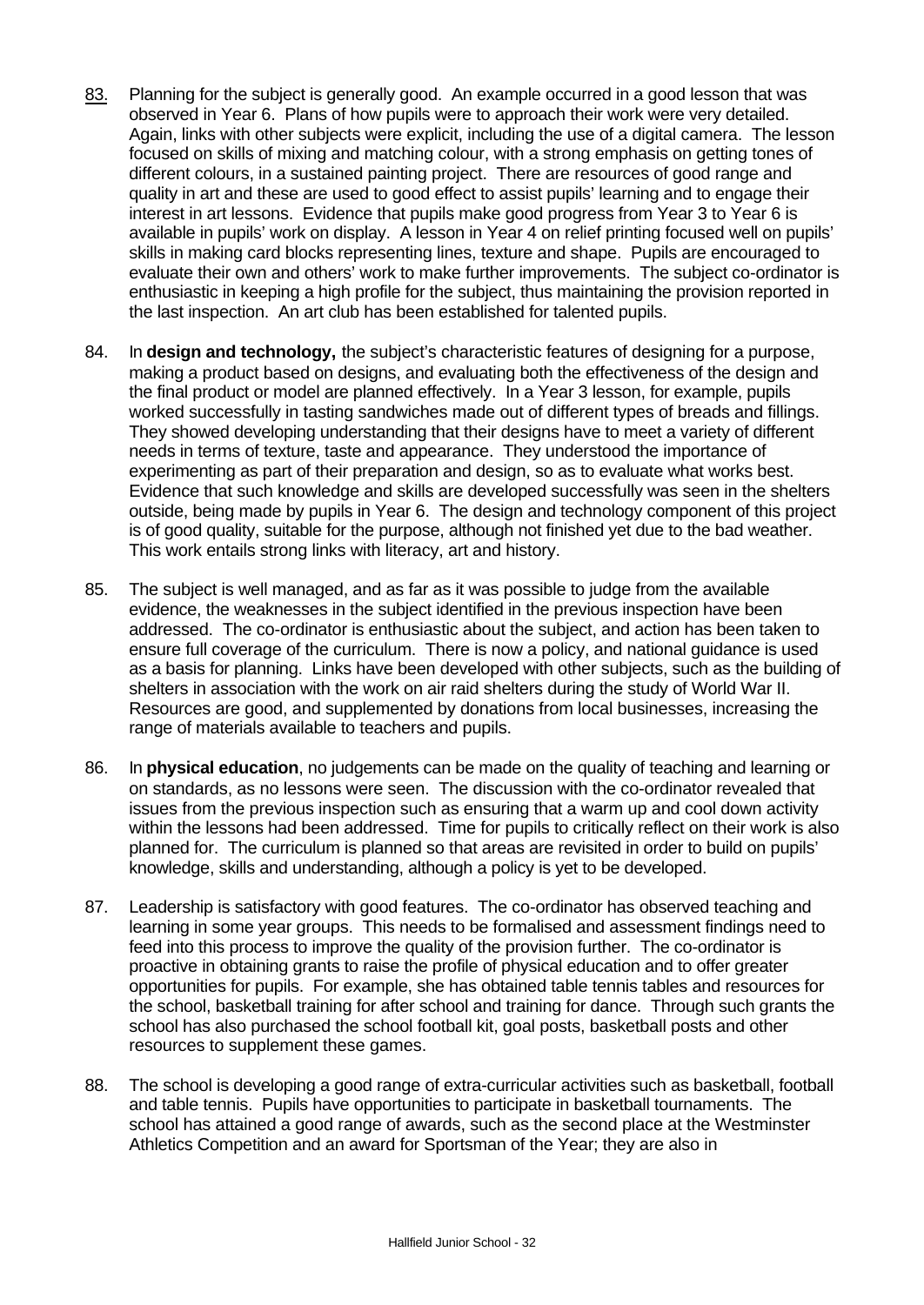83. Planning for the subject is generally good. An example occurred in a good lesson that was observed in Year 6. Plans of how pupils were to approach their work were very detailed. Again, links with other subjects were explicit, including the use of a digital camera. The lesson focused on skills of mixing and matching colour, with a strong emphasis on getting tones of different colours, in a sustained painting project. There are resources of good range and quality in art and these are used to good effect to assist pupils' learning and to engage their interest in art lessons. Evidence that pupils make good progress from Year 3 to Year 6 is available in pupils' work on display. A lesson in Year 4 on relief printing focused well on pupils' skills in making card blocks representing lines, texture and shape. Pupils are encouraged to evaluate their own and others' work to make further improvements. The subject co-ordinator is enthusiastic in keeping a high profile for the subject, thus maintaining the provision reported in the last inspection. An art club has been established for talented pupils.

84. In **design and technology,** the subject's characteristic features of designing for a purpose, making a product based on designs, and evaluating both the effectiveness of the design and the final product or model are planned effectively. In a Year 3 lesson, for example, pupils worked successfully in tasting sandwiches made out of different types of breads and fillings. They showed developing understanding that their designs have to meet a variety of different needs in terms of texture, taste and appearance. They understood the importance of experimenting as part of their preparation and design, so as to evaluate what works best. Evidence that such knowledge and skills are developed successfully was seen in the shelters outside, being made by pupils in Year 6. The design and technology component of this project is of good quality, suitable for the purpose, although not finished yet due to the bad weather. This work entails strong links with literacy, art and history.

85. The subject is well managed, and as far as it was possible to judge from the available evidence, the weaknesses in the subject identified in the previous inspection have been addressed. The co-ordinator is enthusiastic about the subject, and action has been taken to ensure full coverage of the curriculum. There is now a policy, and national guidance is used as a basis for planning. Links have been developed with other subjects, such as the building of shelters in association with the work on air raid shelters during the study of World War II. Resources are good, and supplemented by donations from local businesses, increasing the range of materials available to teachers and pupils.

86. In **physical education**, no judgements can be made on the quality of teaching and learning or on standards, as no lessons were seen. The discussion with the co-ordinator revealed that issues from the previous inspection such as ensuring that a warm up and cool down activity within the lessons had been addressed. Time for pupils to critically reflect on their work is also planned for. The curriculum is planned so that areas are revisited in order to build on pupils' knowledge, skills and understanding, although a policy is yet to be developed.

87. Leadership is satisfactory with good features. The co-ordinator has observed teaching and learning in some year groups. This needs to be formalised and assessment findings need to feed into this process to improve the quality of the provision further. The co-ordinator is proactive in obtaining grants to raise the profile of physical education and to offer greater opportunities for pupils. For example, she has obtained table tennis tables and resources for the school, basketball training for after school and training for dance. Through such grants the school has also purchased the school football kit, goal posts, basketball posts and other resources to supplement these games.

88. The school is developing a good range of extra-curricular activities such as basketball, football and table tennis. Pupils have opportunities to participate in basketball tournaments. The school has attained a good range of awards, such as the second place at the Westminster Athletics Competition and an award for Sportsman of the Year; they are also in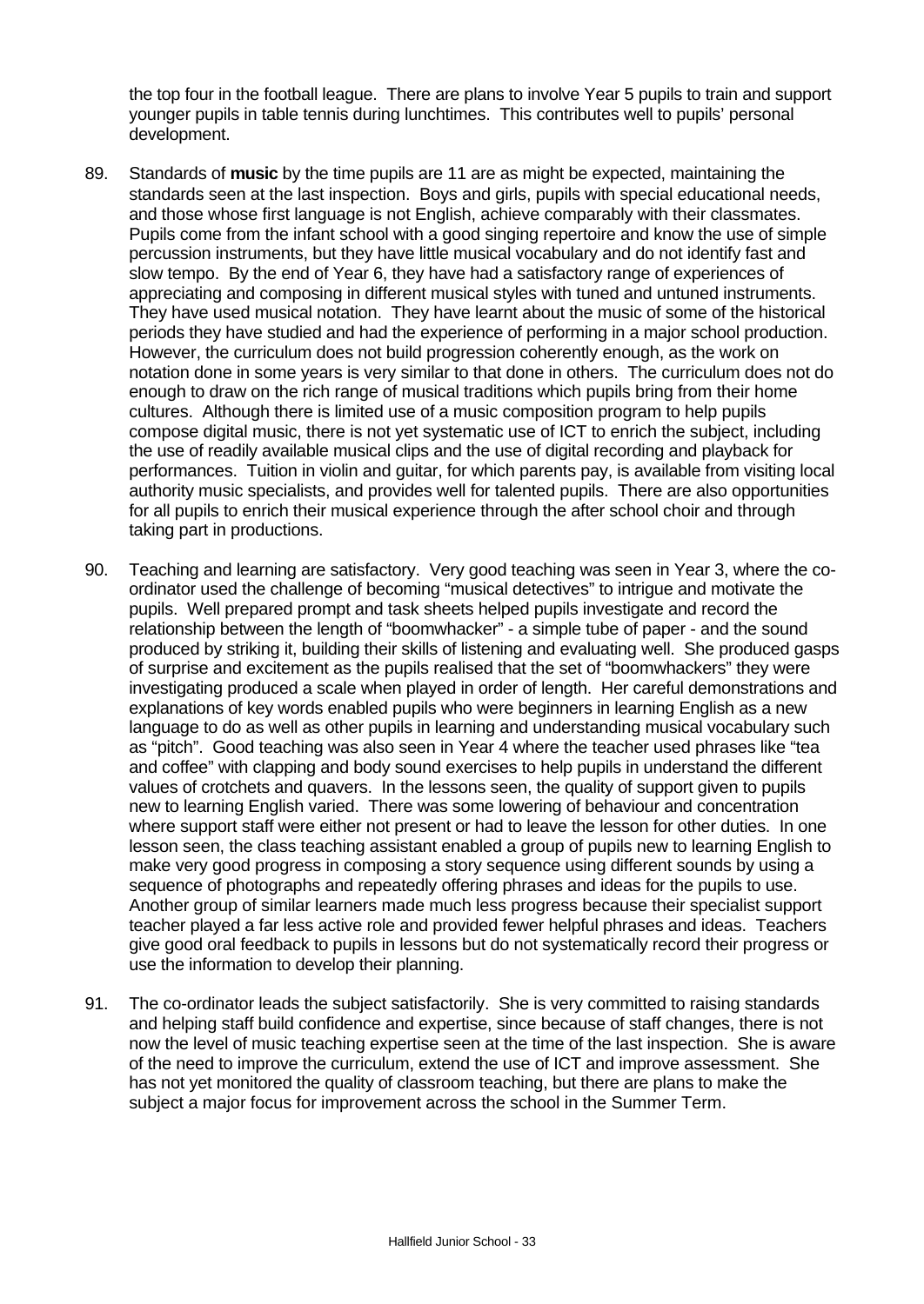the top four in the football league. There are plans to involve Year 5 pupils to train and support younger pupils in table tennis during lunchtimes. This contributes well to pupils' personal development.

89. Standards of **music** by the time pupils are 11 are as might be expected, maintaining the standards seen at the last inspection. Boys and girls, pupils with special educational needs, and those whose first language is not English, achieve comparably with their classmates. Pupils come from the infant school with a good singing repertoire and know the use of simple percussion instruments, but they have little musical vocabulary and do not identify fast and slow tempo. By the end of Year 6, they have had a satisfactory range of experiences of appreciating and composing in different musical styles with tuned and untuned instruments. They have used musical notation. They have learnt about the music of some of the historical periods they have studied and had the experience of performing in a major school production. However, the curriculum does not build progression coherently enough, as the work on notation done in some years is very similar to that done in others. The curriculum does not do enough to draw on the rich range of musical traditions which pupils bring from their home cultures. Although there is limited use of a music composition program to help pupils compose digital music, there is not yet systematic use of ICT to enrich the subject, including the use of readily available musical clips and the use of digital recording and playback for performances. Tuition in violin and guitar, for which parents pay, is available from visiting local authority music specialists, and provides well for talented pupils. There are also opportunities for all pupils to enrich their musical experience through the after school choir and through taking part in productions.

90. Teaching and learning are satisfactory. Very good teaching was seen in Year 3, where the co-ordinator used the challenge of becoming "musical detectives" to intrigue and motivate the pupils. Well prepared prompt and task sheets helped pupils investigate and record the relationship between the length of "boomwhacker" - a simple tube of paper - and the sound produced by striking it, building their skills of listening and evaluating well. She produced gasps of surprise and excitement as the pupils realised that the set of "boomwhackers" they were investigating produced a scale when played in order of length. Her careful demonstrations and explanations of key words enabled pupils who were beginners in learning English as a new language to do as well as other pupils in learning and understanding musical vocabulary such as "pitch". Good teaching was also seen in Year 4 where the teacher used phrases like "tea and coffee" with clapping and body sound exercises to help pupils in understand the different values of crotchets and quavers. In the lessons seen, the quality of support given to pupils new to learning English varied. There was some lowering of behaviour and concentration where support staff were either not present or had to leave the lesson for other duties. In one lesson seen, the class teaching assistant enabled a group of pupils new to learning English to make very good progress in composing a story sequence using different sounds by using a sequence of photographs and repeatedly offering phrases and ideas for the pupils to use. Another group of similar learners made much less progress because their specialist support teacher played a far less active role and provided fewer helpful phrases and ideas. Teachers give good oral feedback to pupils in lessons but do not systematically record their progress or use the information to develop their planning.

91. The co-ordinator leads the subject satisfactorily. She is very committed to raising standards and helping staff build confidence and expertise, since because of staff changes, there is not now the level of music teaching expertise seen at the time of the last inspection. She is aware of the need to improve the curriculum, extend the use of ICT and improve assessment. She has not yet monitored the quality of classroom teaching, but there are plans to make the subject a major focus for improvement across the school in the Summer Term.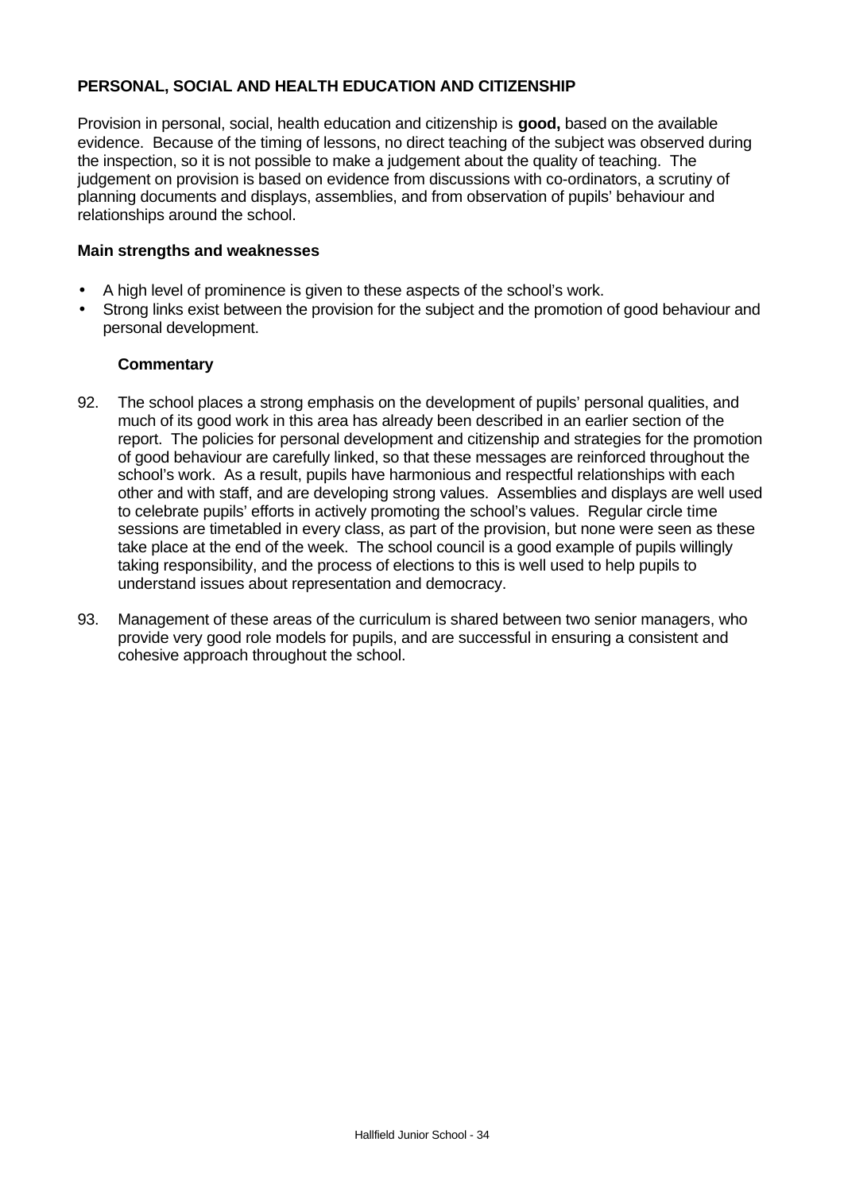## PERSONAL, SOCIAL AND HEALTH EDUCATION AND CITIZENSHIP

Provision in personal, social, health education and citizenship is **good,** based on the available evidence. Because of the timing of lessons, no direct teaching of the subject was observed during the inspection, so it is not possible to make a judgement about the quality of teaching. The judgement on provision is based on evidence from discussions with co-ordinators, a scrutiny of planning documents and displays, assemblies, and from observation of pupils' behaviour and relationships around the school.

### Main strengths and weaknesses

- A high level of prominence is given to these aspects of the school's work.
- Strong links exist between the provision for the subject and the promotion of good behaviour and personal development.

#### Commentary

92. The school places a strong emphasis on the development of pupils' personal qualities, and much of its good work in this area has already been described in an earlier section of the report. The policies for personal development and citizenship and strategies for the promotion of good behaviour are carefully linked, so that these messages are reinforced throughout the school's work. As a result, pupils have harmonious and respectful relationships with each other and with staff, and are developing strong values. Assemblies and displays are well used to celebrate pupils' efforts in actively promoting the school's values. Regular circle time sessions are timetabled in every class, as part of the provision, but none were seen as these take place at the end of the week. The school council is a good example of pupils willingly taking responsibility, and the process of elections to this is well used to help pupils to understand issues about representation and democracy.

93. Management of these areas of the curriculum is shared between two senior managers, who provide very good role models for pupils, and are successful in ensuring a consistent and cohesive approach throughout the school.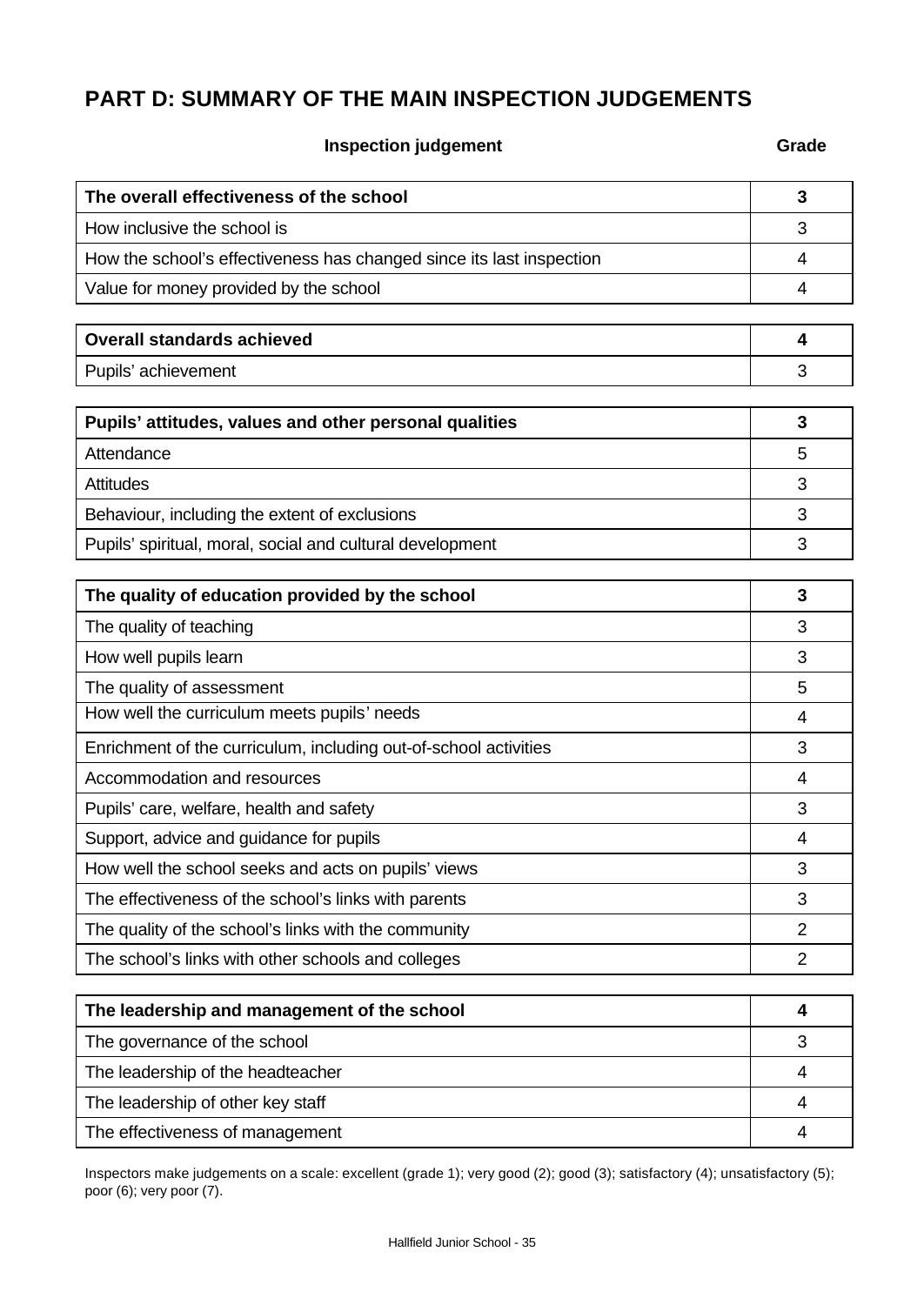# PART D: SUMMARY OF THE MAIN INSPECTION JUDGEMENTS

| Inspection judgement | Grade |
|---|---|
| **The overall effectiveness of the school** | **3** |
| How inclusive the school is | 3 |
| How the school's effectiveness has changed since its last inspection | 4 |
| Value for money provided by the school | 4 |
| **Overall standards achieved** | **4** |
| Pupils' achievement | 3 |
| **Pupils' attitudes, values and other personal qualities** | **3** |
| Attendance | 5 |
| Attitudes | 3 |
| Behaviour, including the extent of exclusions | 3 |
| Pupils' spiritual, moral, social and cultural development | 3 |
| **The quality of education provided by the school** | **3** |
| The quality of teaching | 3 |
| How well pupils learn | 3 |
| The quality of assessment | 5 |
| How well the curriculum meets pupils' needs | 4 |
| Enrichment of the curriculum, including out-of-school activities | 3 |
| Accommodation and resources | 4 |
| Pupils' care, welfare, health and safety | 3 |
| Support, advice and guidance for pupils | 4 |
| How well the school seeks and acts on pupils' views | 3 |
| The effectiveness of the school's links with parents | 3 |
| The quality of the school's links with the community | 2 |
| The school's links with other schools and colleges | 2 |
| **The leadership and management of the school** | **4** |
| The governance of the school | 3 |
| The leadership of the headteacher | 4 |
| The leadership of other key staff | 4 |
| The effectiveness of management | 4 |

Inspectors make judgements on a scale: excellent (grade 1); very good (2); good (3); satisfactory (4); unsatisfactory (5); poor (6); very poor (7).